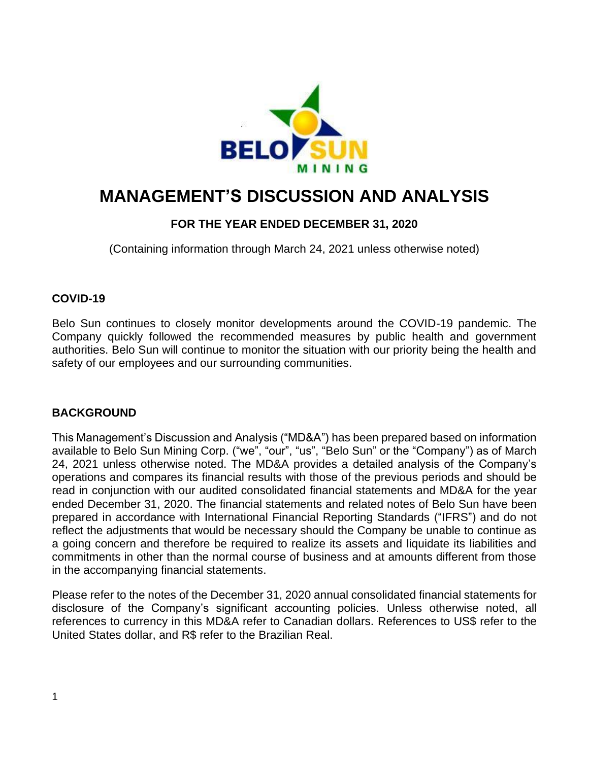# MANAGEMENT'S DISCUSSION AND ANALYSIS

**FOR THE YEAR ENDED DECEMBER 31, 2020**

(Containing information through March 24, 2021 unless otherwise noted)

## COVID-19

Belo Sun continues to closely monitor developments around the COVID-19 pandemic. The Company quickly followed the recommended measures by public health and government authorities. Belo Sun will continue to monitor the situation with our priority being the health and safety of our employees and our surrounding communities.

## BACKGROUND

This Management's Discussion and Analysis ("MD&A") has been prepared based on information available to Belo Sun Mining Corp. ("we", "our", "us", "Belo Sun" or the "Company") as of March 24, 2021 unless otherwise noted. The MD&A provides a detailed analysis of the Company's operations and compares its financial results with those of the previous periods and should be read in conjunction with our audited consolidated financial statements and MD&A for the year ended December 31, 2020. The financial statements and related notes of Belo Sun have been prepared in accordance with International Financial Reporting Standards ("IFRS") and do not reflect the adjustments that would be necessary should the Company be unable to continue as a going concern and therefore be required to realize its assets and liquidate its liabilities and commitments in other than the normal course of business and at amounts different from those in the accompanying financial statements.

Please refer to the notes of the December 31, 2020 annual consolidated financial statements for disclosure of the Company's significant accounting policies. Unless otherwise noted, all references to currency in this MD&A refer to Canadian dollars. References to US$ refer to the United States dollar, and R$ refer to the Brazilian Real.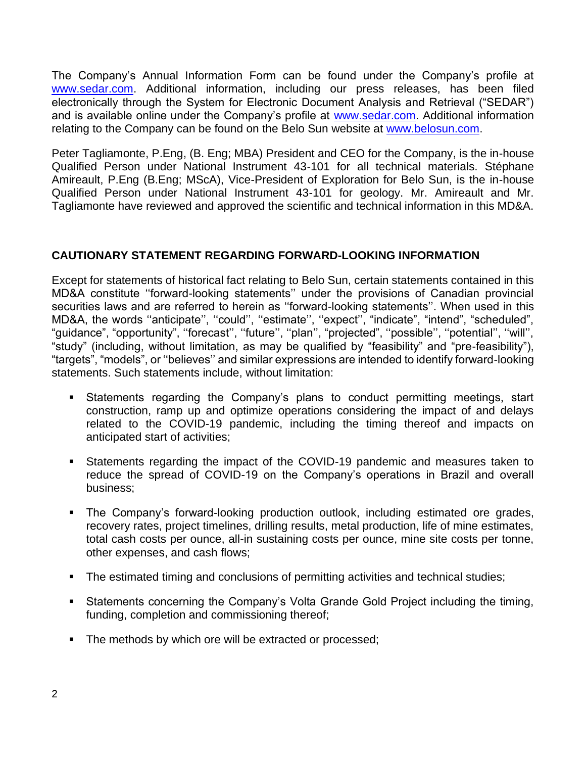The Company's Annual Information Form can be found under the Company's profile at www.sedar.com. Additional information, including our press releases, has been filed electronically through the System for Electronic Document Analysis and Retrieval ("SEDAR") and is available online under the Company's profile at www.sedar.com. Additional information relating to the Company can be found on the Belo Sun website at www.belosun.com.

Peter Tagliamonte, P.Eng, (B. Eng; MBA) President and CEO for the Company, is the in-house Qualified Person under National Instrument 43-101 for all technical materials. Stéphane Amireault, P.Eng (B.Eng; MScA), Vice-President of Exploration for Belo Sun, is the in-house Qualified Person under National Instrument 43-101 for geology. Mr. Amireault and Mr. Tagliamonte have reviewed and approved the scientific and technical information in this MD&A.

## CAUTIONARY STATEMENT REGARDING FORWARD-LOOKING INFORMATION

Except for statements of historical fact relating to Belo Sun, certain statements contained in this MD&A constitute ''forward-looking statements'' under the provisions of Canadian provincial securities laws and are referred to herein as ''forward-looking statements''. When used in this MD&A, the words ''anticipate'', ''could'', ''estimate'', ''expect'', "indicate", "intend", "scheduled", "guidance", "opportunity", ''forecast'', ''future'', ''plan'', "projected", ''possible'', ''potential'', ''will'', "study" (including, without limitation, as may be qualified by "feasibility" and "pre-feasibility"), "targets", "models", or ''believes'' and similar expressions are intended to identify forward-looking statements. Such statements include, without limitation:

- Statements regarding the Company's plans to conduct permitting meetings, start construction, ramp up and optimize operations considering the impact of and delays related to the COVID-19 pandemic, including the timing thereof and impacts on anticipated start of activities;
- Statements regarding the impact of the COVID-19 pandemic and measures taken to reduce the spread of COVID-19 on the Company's operations in Brazil and overall business;
- The Company's forward-looking production outlook, including estimated ore grades, recovery rates, project timelines, drilling results, metal production, life of mine estimates, total cash costs per ounce, all-in sustaining costs per ounce, mine site costs per tonne, other expenses, and cash flows;
- The estimated timing and conclusions of permitting activities and technical studies;
- Statements concerning the Company's Volta Grande Gold Project including the timing, funding, completion and commissioning thereof;
- The methods by which ore will be extracted or processed;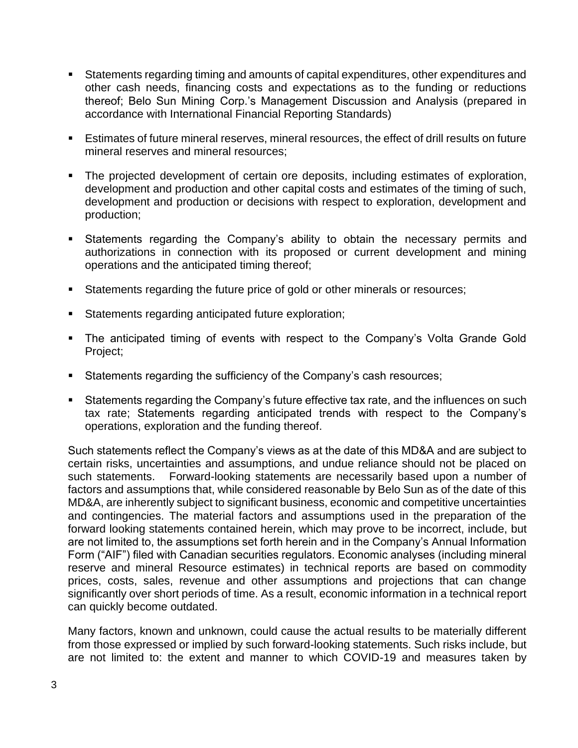- Statements regarding timing and amounts of capital expenditures, other expenditures and other cash needs, financing costs and expectations as to the funding or reductions thereof; Belo Sun Mining Corp.'s Management Discussion and Analysis (prepared in accordance with International Financial Reporting Standards)
- Estimates of future mineral reserves, mineral resources, the effect of drill results on future mineral reserves and mineral resources;
- The projected development of certain ore deposits, including estimates of exploration, development and production and other capital costs and estimates of the timing of such, development and production or decisions with respect to exploration, development and production;
- Statements regarding the Company's ability to obtain the necessary permits and authorizations in connection with its proposed or current development and mining operations and the anticipated timing thereof;
- Statements regarding the future price of gold or other minerals or resources;
- Statements regarding anticipated future exploration;
- The anticipated timing of events with respect to the Company's Volta Grande Gold Project;
- Statements regarding the sufficiency of the Company's cash resources;
- Statements regarding the Company's future effective tax rate, and the influences on such tax rate; Statements regarding anticipated trends with respect to the Company's operations, exploration and the funding thereof.

Such statements reflect the Company's views as at the date of this MD&A and are subject to certain risks, uncertainties and assumptions, and undue reliance should not be placed on such statements. Forward-looking statements are necessarily based upon a number of factors and assumptions that, while considered reasonable by Belo Sun as of the date of this MD&A, are inherently subject to significant business, economic and competitive uncertainties and contingencies. The material factors and assumptions used in the preparation of the forward looking statements contained herein, which may prove to be incorrect, include, but are not limited to, the assumptions set forth herein and in the Company's Annual Information Form ("AIF") filed with Canadian securities regulators. Economic analyses (including mineral reserve and mineral Resource estimates) in technical reports are based on commodity prices, costs, sales, revenue and other assumptions and projections that can change significantly over short periods of time. As a result, economic information in a technical report can quickly become outdated.

Many factors, known and unknown, could cause the actual results to be materially different from those expressed or implied by such forward-looking statements. Such risks include, but are not limited to: the extent and manner to which COVID-19 and measures taken by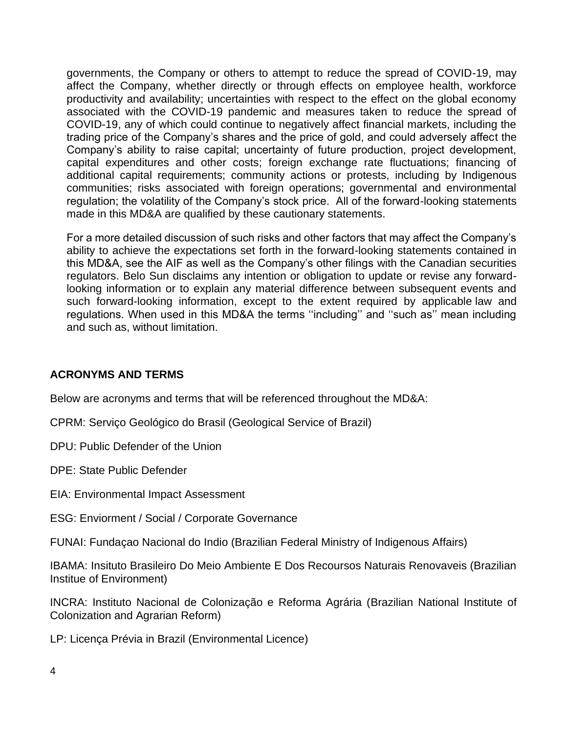governments, the Company or others to attempt to reduce the spread of COVID-19, may affect the Company, whether directly or through effects on employee health, workforce productivity and availability; uncertainties with respect to the effect on the global economy associated with the COVID-19 pandemic and measures taken to reduce the spread of COVID-19, any of which could continue to negatively affect financial markets, including the trading price of the Company's shares and the price of gold, and could adversely affect the Company's ability to raise capital; uncertainty of future production, project development, capital expenditures and other costs; foreign exchange rate fluctuations; financing of additional capital requirements; community actions or protests, including by Indigenous communities; risks associated with foreign operations; governmental and environmental regulation; the volatility of the Company's stock price. All of the forward-looking statements made in this MD&A are qualified by these cautionary statements.

For a more detailed discussion of such risks and other factors that may affect the Company's ability to achieve the expectations set forth in the forward-looking statements contained in this MD&A, see the AIF as well as the Company's other filings with the Canadian securities regulators. Belo Sun disclaims any intention or obligation to update or revise any forward-looking information or to explain any material difference between subsequent events and such forward-looking information, except to the extent required by applicable law and regulations. When used in this MD&A the terms ''including'' and ''such as'' mean including and such as, without limitation.

## ACRONYMS AND TERMS

Below are acronyms and terms that will be referenced throughout the MD&A:

CPRM: Serviço Geológico do Brasil (Geological Service of Brazil)

DPU: Public Defender of the Union

DPE: State Public Defender

EIA: Environmental Impact Assessment

ESG: Enviorment / Social / Corporate Governance

FUNAI: Fundaçao Nacional do Indio (Brazilian Federal Ministry of Indigenous Affairs)

IBAMA: Insituto Brasileiro Do Meio Ambiente E Dos Recoursos Naturais Renovaveis (Brazilian Institue of Environment)

INCRA: Instituto Nacional de Colonização e Reforma Agrária (Brazilian National Institute of Colonization and Agrarian Reform)

LP: Licença Prévia in Brazil (Environmental Licence)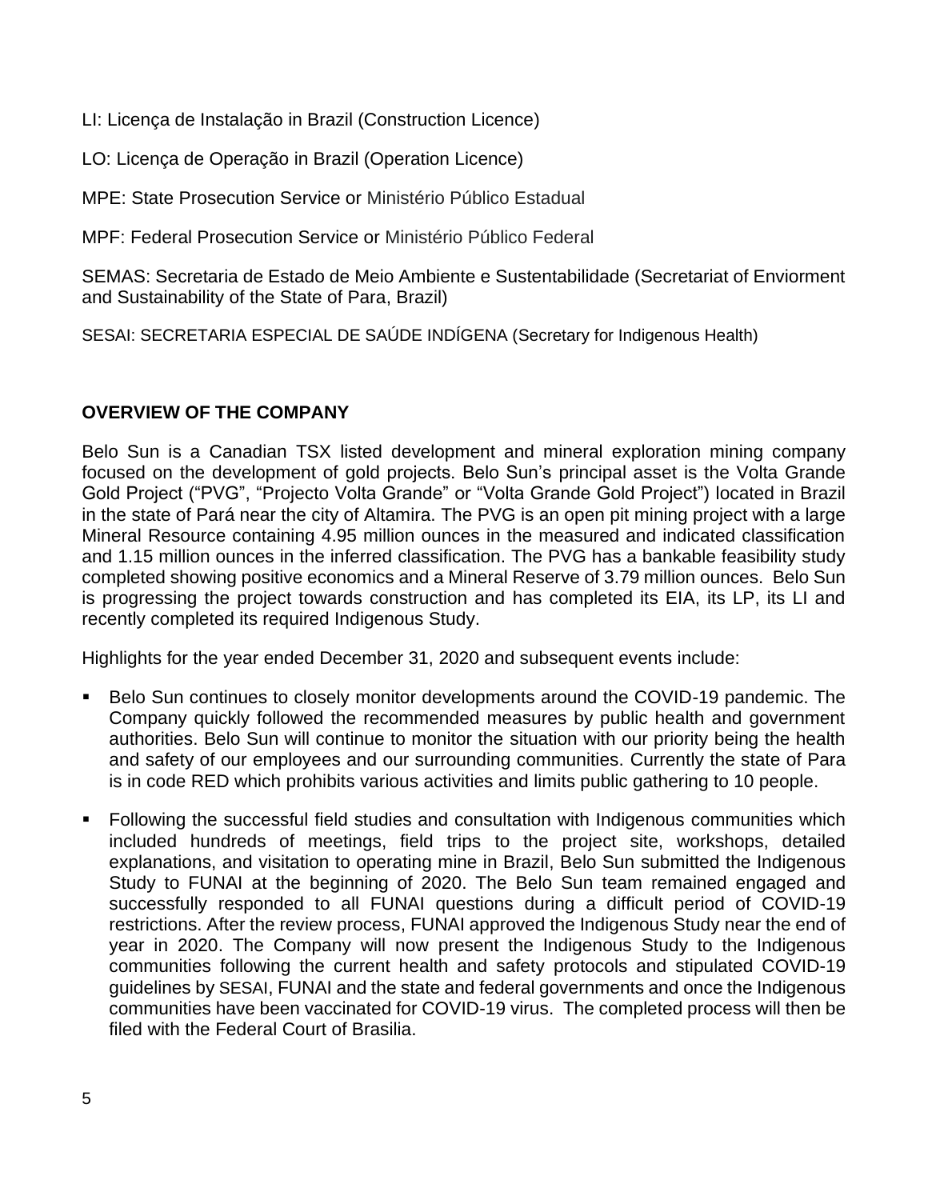LI: Licença de Instalação in Brazil (Construction Licence)

LO: Licença de Operação in Brazil (Operation Licence)

MPE: State Prosecution Service or Ministério Público Estadual

MPF: Federal Prosecution Service or Ministério Público Federal

SEMAS: Secretaria de Estado de Meio Ambiente e Sustentabilidade (Secretariat of Enviorment and Sustainability of the State of Para, Brazil)

SESAI: SECRETARIA ESPECIAL DE SAÚDE INDÍGENA (Secretary for Indigenous Health)

**OVERVIEW OF THE COMPANY**

Belo Sun is a Canadian TSX listed development and mineral exploration mining company focused on the development of gold projects. Belo Sun's principal asset is the Volta Grande Gold Project ("PVG", "Projecto Volta Grande" or "Volta Grande Gold Project") located in Brazil in the state of Pará near the city of Altamira. The PVG is an open pit mining project with a large Mineral Resource containing 4.95 million ounces in the measured and indicated classification and 1.15 million ounces in the inferred classification. The PVG has a bankable feasibility study completed showing positive economics and a Mineral Reserve of 3.79 million ounces. Belo Sun is progressing the project towards construction and has completed its EIA, its LP, its LI and recently completed its required Indigenous Study.

Highlights for the year ended December 31, 2020 and subsequent events include:

- Belo Sun continues to closely monitor developments around the COVID-19 pandemic. The Company quickly followed the recommended measures by public health and government authorities. Belo Sun will continue to monitor the situation with our priority being the health and safety of our employees and our surrounding communities. Currently the state of Para is in code RED which prohibits various activities and limits public gathering to 10 people.
- Following the successful field studies and consultation with Indigenous communities which included hundreds of meetings, field trips to the project site, workshops, detailed explanations, and visitation to operating mine in Brazil, Belo Sun submitted the Indigenous Study to FUNAI at the beginning of 2020. The Belo Sun team remained engaged and successfully responded to all FUNAI questions during a difficult period of COVID-19 restrictions. After the review process, FUNAI approved the Indigenous Study near the end of year in 2020. The Company will now present the Indigenous Study to the Indigenous communities following the current health and safety protocols and stipulated COVID-19 guidelines by SESAI, FUNAI and the state and federal governments and once the Indigenous communities have been vaccinated for COVID-19 virus. The completed process will then be filed with the Federal Court of Brasilia.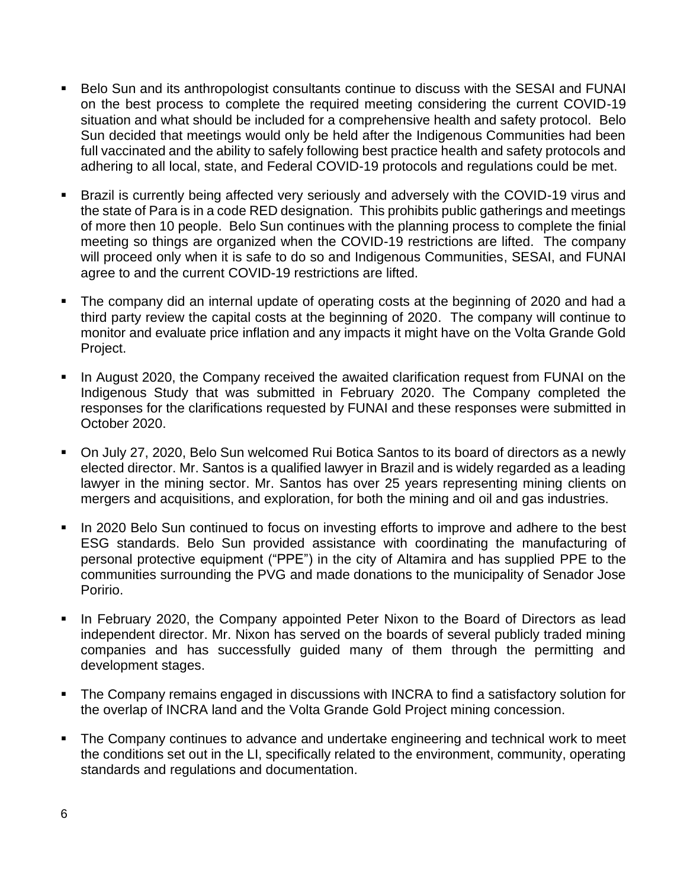- Belo Sun and its anthropologist consultants continue to discuss with the SESAI and FUNAI on the best process to complete the required meeting considering the current COVID-19 situation and what should be included for a comprehensive health and safety protocol. Belo Sun decided that meetings would only be held after the Indigenous Communities had been full vaccinated and the ability to safely following best practice health and safety protocols and adhering to all local, state, and Federal COVID-19 protocols and regulations could be met.
- Brazil is currently being affected very seriously and adversely with the COVID-19 virus and the state of Para is in a code RED designation. This prohibits public gatherings and meetings of more then 10 people. Belo Sun continues with the planning process to complete the finial meeting so things are organized when the COVID-19 restrictions are lifted. The company will proceed only when it is safe to do so and Indigenous Communities, SESAI, and FUNAI agree to and the current COVID-19 restrictions are lifted.
- The company did an internal update of operating costs at the beginning of 2020 and had a third party review the capital costs at the beginning of 2020. The company will continue to monitor and evaluate price inflation and any impacts it might have on the Volta Grande Gold Project.
- In August 2020, the Company received the awaited clarification request from FUNAI on the Indigenous Study that was submitted in February 2020. The Company completed the responses for the clarifications requested by FUNAI and these responses were submitted in October 2020.
- On July 27, 2020, Belo Sun welcomed Rui Botica Santos to its board of directors as a newly elected director. Mr. Santos is a qualified lawyer in Brazil and is widely regarded as a leading lawyer in the mining sector. Mr. Santos has over 25 years representing mining clients on mergers and acquisitions, and exploration, for both the mining and oil and gas industries.
- In 2020 Belo Sun continued to focus on investing efforts to improve and adhere to the best ESG standards. Belo Sun provided assistance with coordinating the manufacturing of personal protective equipment ("PPE") in the city of Altamira and has supplied PPE to the communities surrounding the PVG and made donations to the municipality of Senador Jose Poririo.
- In February 2020, the Company appointed Peter Nixon to the Board of Directors as lead independent director. Mr. Nixon has served on the boards of several publicly traded mining companies and has successfully guided many of them through the permitting and development stages.
- The Company remains engaged in discussions with INCRA to find a satisfactory solution for the overlap of INCRA land and the Volta Grande Gold Project mining concession.
- The Company continues to advance and undertake engineering and technical work to meet the conditions set out in the LI, specifically related to the environment, community, operating standards and regulations and documentation.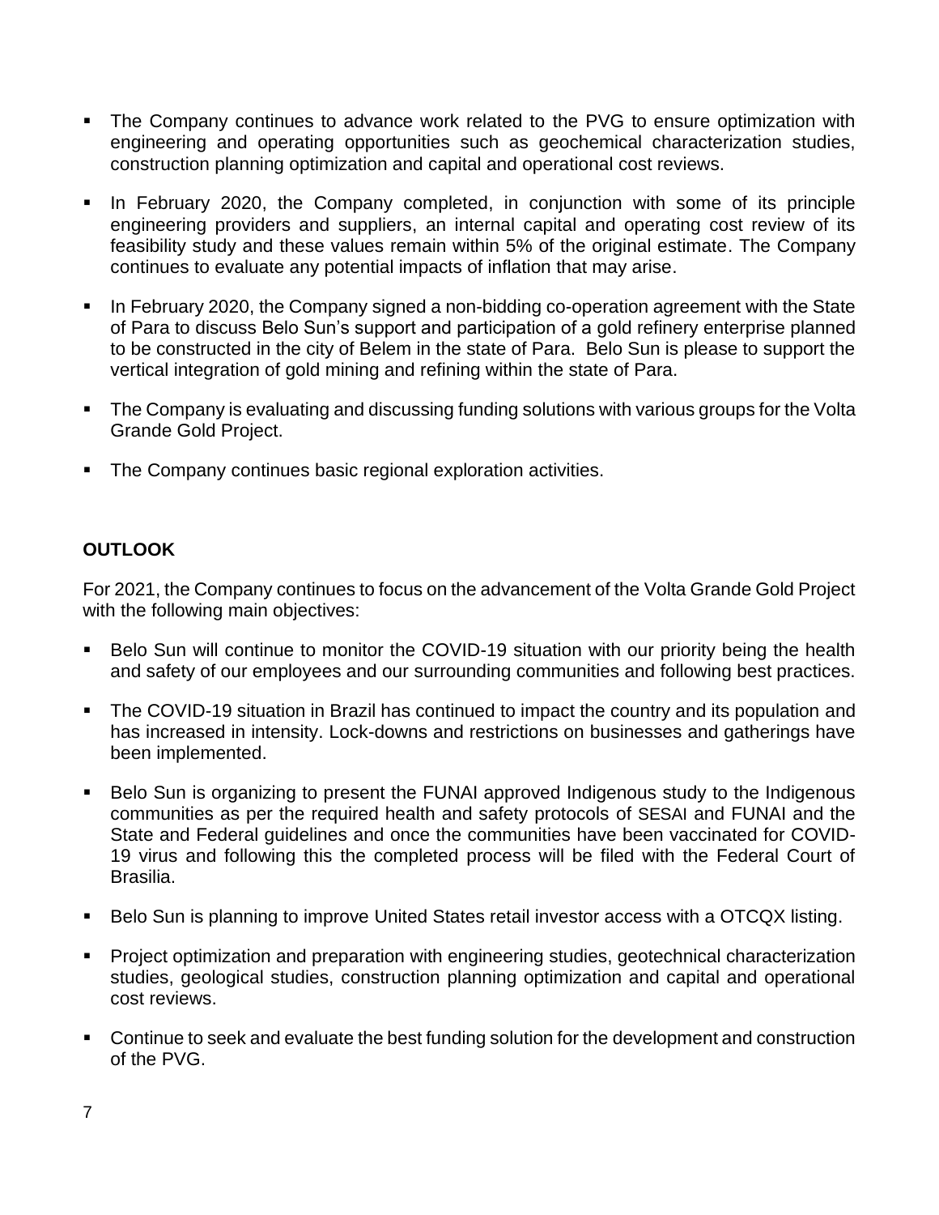- The Company continues to advance work related to the PVG to ensure optimization with engineering and operating opportunities such as geochemical characterization studies, construction planning optimization and capital and operational cost reviews.
- In February 2020, the Company completed, in conjunction with some of its principle engineering providers and suppliers, an internal capital and operating cost review of its feasibility study and these values remain within 5% of the original estimate. The Company continues to evaluate any potential impacts of inflation that may arise.
- In February 2020, the Company signed a non-bidding co-operation agreement with the State of Para to discuss Belo Sun's support and participation of a gold refinery enterprise planned to be constructed in the city of Belem in the state of Para. Belo Sun is please to support the vertical integration of gold mining and refining within the state of Para.
- The Company is evaluating and discussing funding solutions with various groups for the Volta Grande Gold Project.
- The Company continues basic regional exploration activities.

## OUTLOOK

For 2021, the Company continues to focus on the advancement of the Volta Grande Gold Project with the following main objectives:

- Belo Sun will continue to monitor the COVID-19 situation with our priority being the health and safety of our employees and our surrounding communities and following best practices.
- The COVID-19 situation in Brazil has continued to impact the country and its population and has increased in intensity. Lock-downs and restrictions on businesses and gatherings have been implemented.
- Belo Sun is organizing to present the FUNAI approved Indigenous study to the Indigenous communities as per the required health and safety protocols of SESAI and FUNAI and the State and Federal guidelines and once the communities have been vaccinated for COVID-19 virus and following this the completed process will be filed with the Federal Court of Brasilia.
- Belo Sun is planning to improve United States retail investor access with a OTCQX listing.
- Project optimization and preparation with engineering studies, geotechnical characterization studies, geological studies, construction planning optimization and capital and operational cost reviews.
- Continue to seek and evaluate the best funding solution for the development and construction of the PVG.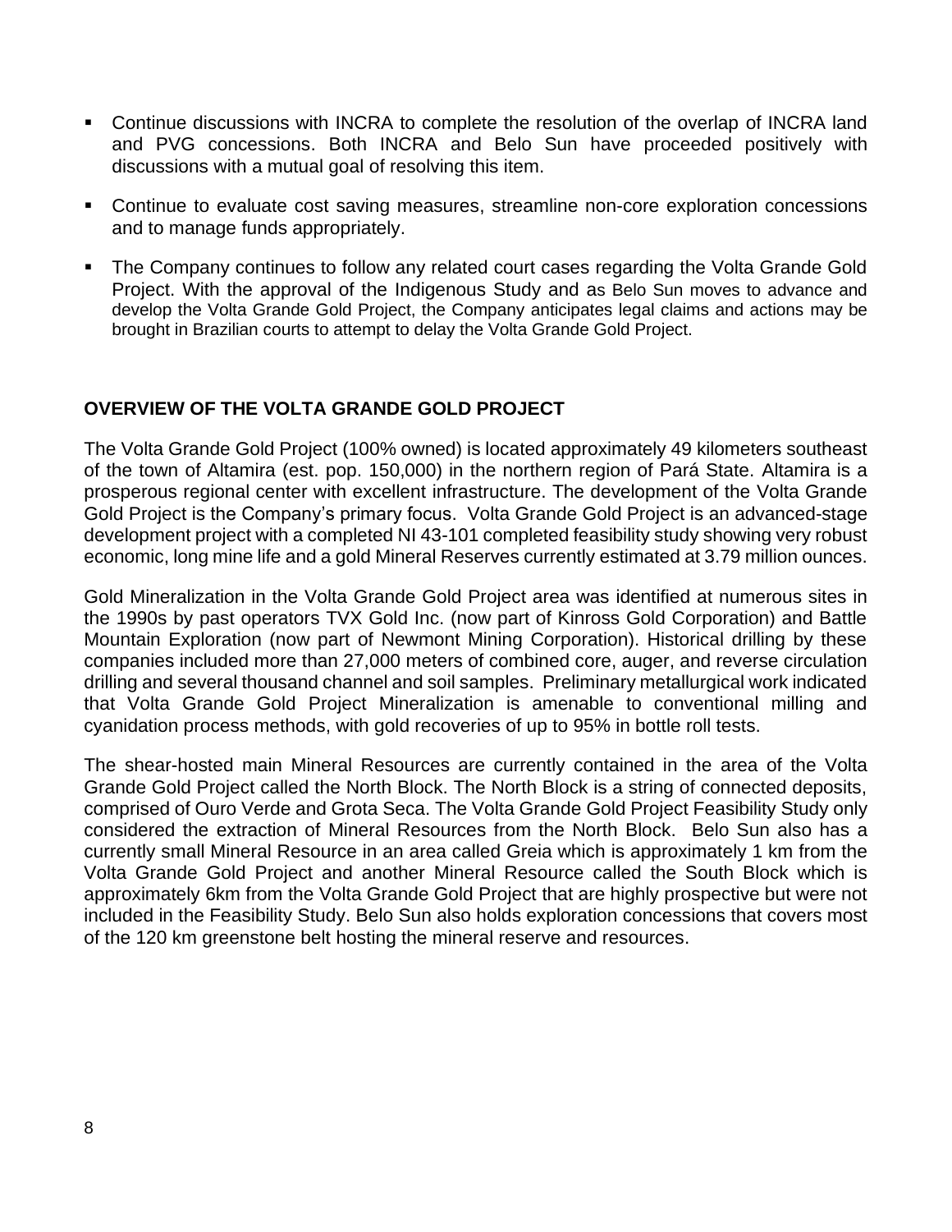- Continue discussions with INCRA to complete the resolution of the overlap of INCRA land and PVG concessions. Both INCRA and Belo Sun have proceeded positively with discussions with a mutual goal of resolving this item.
- Continue to evaluate cost saving measures, streamline non-core exploration concessions and to manage funds appropriately.
- The Company continues to follow any related court cases regarding the Volta Grande Gold Project. With the approval of the Indigenous Study and as Belo Sun moves to advance and develop the Volta Grande Gold Project, the Company anticipates legal claims and actions may be brought in Brazilian courts to attempt to delay the Volta Grande Gold Project.

## OVERVIEW OF THE VOLTA GRANDE GOLD PROJECT

The Volta Grande Gold Project (100% owned) is located approximately 49 kilometers southeast of the town of Altamira (est. pop. 150,000) in the northern region of Pará State. Altamira is a prosperous regional center with excellent infrastructure. The development of the Volta Grande Gold Project is the Company's primary focus. Volta Grande Gold Project is an advanced-stage development project with a completed NI 43-101 completed feasibility study showing very robust economic, long mine life and a gold Mineral Reserves currently estimated at 3.79 million ounces.

Gold Mineralization in the Volta Grande Gold Project area was identified at numerous sites in the 1990s by past operators TVX Gold Inc. (now part of Kinross Gold Corporation) and Battle Mountain Exploration (now part of Newmont Mining Corporation). Historical drilling by these companies included more than 27,000 meters of combined core, auger, and reverse circulation drilling and several thousand channel and soil samples. Preliminary metallurgical work indicated that Volta Grande Gold Project Mineralization is amenable to conventional milling and cyanidation process methods, with gold recoveries of up to 95% in bottle roll tests.

The shear-hosted main Mineral Resources are currently contained in the area of the Volta Grande Gold Project called the North Block. The North Block is a string of connected deposits, comprised of Ouro Verde and Grota Seca. The Volta Grande Gold Project Feasibility Study only considered the extraction of Mineral Resources from the North Block. Belo Sun also has a currently small Mineral Resource in an area called Greia which is approximately 1 km from the Volta Grande Gold Project and another Mineral Resource called the South Block which is approximately 6km from the Volta Grande Gold Project that are highly prospective but were not included in the Feasibility Study. Belo Sun also holds exploration concessions that covers most of the 120 km greenstone belt hosting the mineral reserve and resources.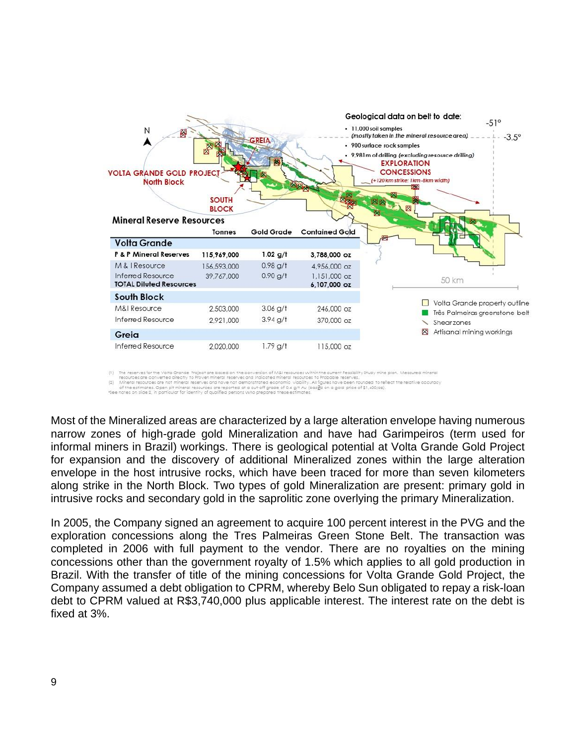Geological data on belt to date:

- 11,000 soil samples *(mostly taken in the mineral resource area)*
- 900 surface rock samples
- 9,981m of drilling *(excluding resource drilling)*

EXPLORATION CONCESSIONS (+120 km strike; 1km-8km width)

VOLTA GRANDE GOLD PROJECT North Block

SOUTH BLOCK

GREIA

**Mineral Reserve Resources**

| | Tonnes | Gold Grade | Contained Gold |
|---|---|---|---|
| **Volta Grande** | | | |
| **P & P Mineral Reserves** | **115,969,000** | **1.02 g/t** | **3,788,000 oz** |
| M & I Resource | 156,593,000 | 0.98 g/t | 4,956,000 oz |
| Inferred Resource | 39,767,000 | 0.90 g/t | 1,151,000 oz |
| **TOTAL Diluted Resources** | | | **6,107,000 oz** |
| **South Block** | | | |
| M&I Resource | 2,503,000 | 3.06 g/t | 246,000 oz |
| Inferred Resource | 2,921,000 | 3.94 g/t | 370,000 oz |
| **Greia** | | | |
| Inferred Resource | 2,020,000 | 1.79 g/t | 115,000 oz |

50 km

- Volta Grande property outline
- Três Palmeiras greenstone belt
- Shearzones
- Artisanal mining workings

(1) The reserves for the Volta Grande Project are based on the conversion of M&I resources within the current Feasibility Study mine plan. Measured mineral resources are converted directly to Proven mineral reserves and Indicated mineral resources to Probable reserves.
(2) Mineral resources are not mineral reserves and have not demonstrated economic viability. All figures have been rounded to reflect the relative accuracy of the estimates. Open pit mineral resources are reported at a cut-off grade of 0.4 g/t Au (based on a gold price of $1,400/oz).
*See notes on slide 2, in particular for identity of qualified persons who prepared these estimates.

Most of the Mineralized areas are characterized by a large alteration envelope having numerous narrow zones of high-grade gold Mineralization and have had Garimpeiros (term used for informal miners in Brazil) workings. There is geological potential at Volta Grande Gold Project for expansion and the discovery of additional Mineralized zones within the large alteration envelope in the host intrusive rocks, which have been traced for more than seven kilometers along strike in the North Block. Two types of gold Mineralization are present: primary gold in intrusive rocks and secondary gold in the saprolitic zone overlying the primary Mineralization.

In 2005, the Company signed an agreement to acquire 100 percent interest in the PVG and the exploration concessions along the Tres Palmeiras Green Stone Belt. The transaction was completed in 2006 with full payment to the vendor. There are no royalties on the mining concessions other than the government royalty of 1.5% which applies to all gold production in Brazil. With the transfer of title of the mining concessions for Volta Grande Gold Project, the Company assumed a debt obligation to CPRM, whereby Belo Sun obligated to repay a risk-loan debt to CPRM valued at R$3,740,000 plus applicable interest. The interest rate on the debt is fixed at 3%.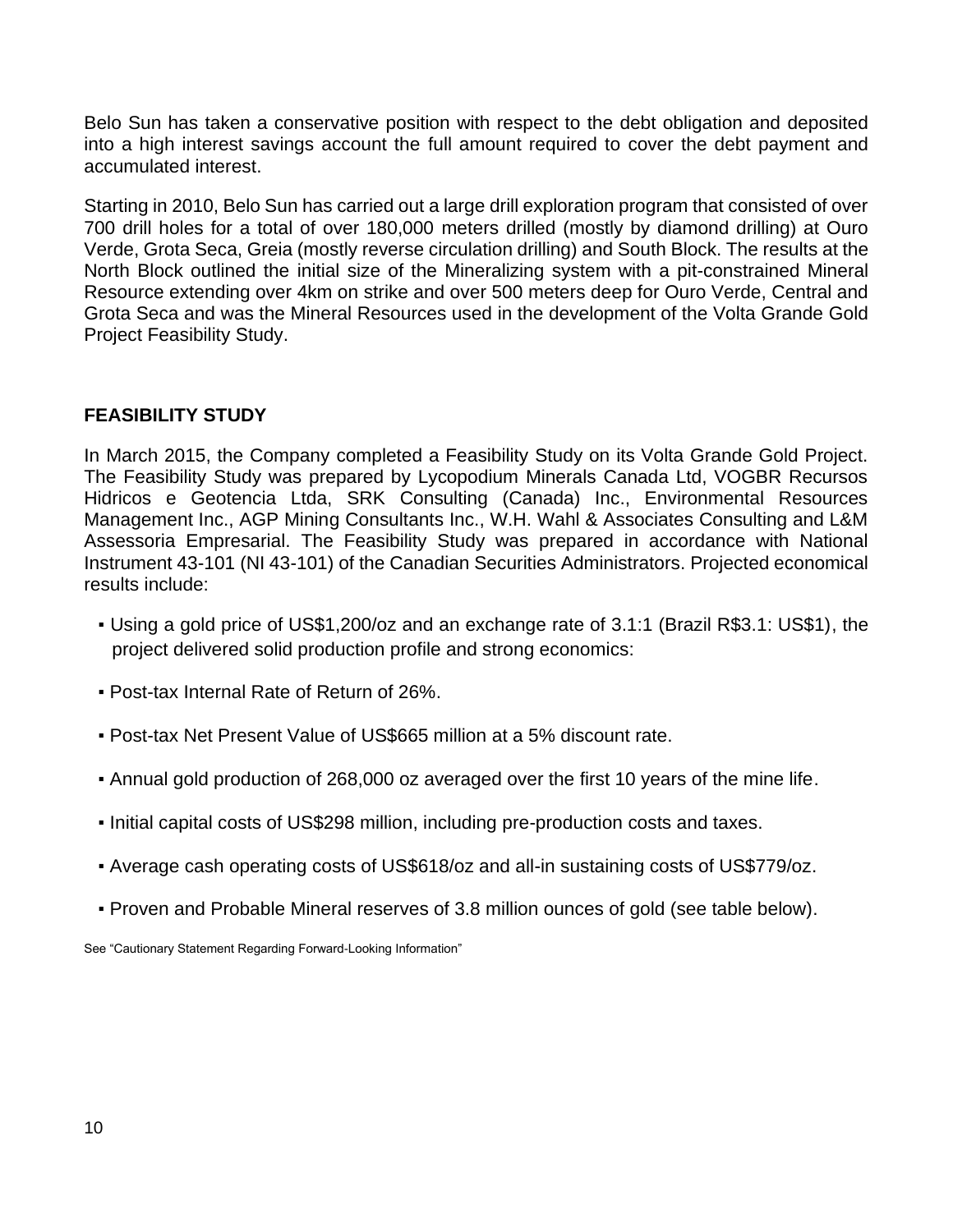Belo Sun has taken a conservative position with respect to the debt obligation and deposited into a high interest savings account the full amount required to cover the debt payment and accumulated interest.

Starting in 2010, Belo Sun has carried out a large drill exploration program that consisted of over 700 drill holes for a total of over 180,000 meters drilled (mostly by diamond drilling) at Ouro Verde, Grota Seca, Greia (mostly reverse circulation drilling) and South Block. The results at the North Block outlined the initial size of the Mineralizing system with a pit-constrained Mineral Resource extending over 4km on strike and over 500 meters deep for Ouro Verde, Central and Grota Seca and was the Mineral Resources used in the development of the Volta Grande Gold Project Feasibility Study.

## FEASIBILITY STUDY

In March 2015, the Company completed a Feasibility Study on its Volta Grande Gold Project. The Feasibility Study was prepared by Lycopodium Minerals Canada Ltd, VOGBR Recursos Hidricos e Geotencia Ltda, SRK Consulting (Canada) Inc., Environmental Resources Management Inc., AGP Mining Consultants Inc., W.H. Wahl & Associates Consulting and L&M Assessoria Empresarial. The Feasibility Study was prepared in accordance with National Instrument 43-101 (NI 43-101) of the Canadian Securities Administrators. Projected economical results include:

- Using a gold price of US$1,200/oz and an exchange rate of 3.1:1 (Brazil R$3.1: US$1), the project delivered solid production profile and strong economics:
- Post-tax Internal Rate of Return of 26%.
- Post-tax Net Present Value of US$665 million at a 5% discount rate.
- Annual gold production of 268,000 oz averaged over the first 10 years of the mine life.
- Initial capital costs of US$298 million, including pre-production costs and taxes.
- Average cash operating costs of US$618/oz and all-in sustaining costs of US$779/oz.
- Proven and Probable Mineral reserves of 3.8 million ounces of gold (see table below).

See “Cautionary Statement Regarding Forward-Looking Information”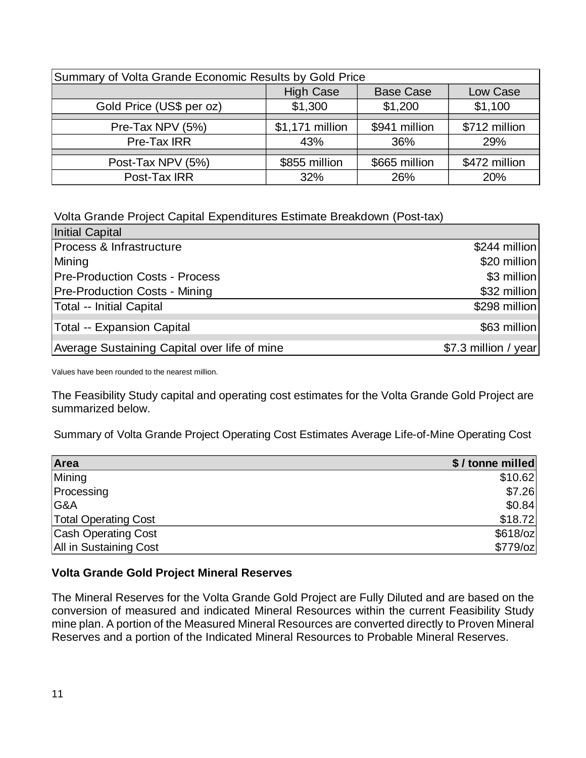| Summary of Volta Grande Economic Results by Gold Price | | | |
|---|---|---|---|
| | High Case | Base Case | Low Case |
| Gold Price (US$ per oz) | $1,300 | $1,200 | $1,100 |
| Pre-Tax NPV (5%) | $1,171 million | $941 million | $712 million |
| Pre-Tax IRR | 43% | 36% | 29% |
| Post-Tax NPV (5%) | $855 million | $665 million | $472 million |
| Post-Tax IRR | 32% | 26% | 20% |

Volta Grande Project Capital Expenditures Estimate Breakdown (Post-tax)

| Initial Capital | |
|---|---|
| Process & Infrastructure | $244 million |
| Mining | $20 million |
| Pre-Production Costs - Process | $3 million |
| Pre-Production Costs - Mining | $32 million |
| Total -- Initial Capital | $298 million |
| Total -- Expansion Capital | $63 million |
| Average Sustaining Capital over life of mine | $7.3 million / year |

Values have been rounded to the nearest million.

The Feasibility Study capital and operating cost estimates for the Volta Grande Gold Project are summarized below.

Summary of Volta Grande Project Operating Cost Estimates Average Life-of-Mine Operating Cost

| **Area** | **$ / tonne milled** |
|---|---|
| Mining | $10.62 |
| Processing | $7.26 |
| G&A | $0.84 |
| Total Operating Cost | $18.72 |
| Cash Operating Cost | $618/oz |
| All in Sustaining Cost | $779/oz |

**Volta Grande Gold Project Mineral Reserves**

The Mineral Reserves for the Volta Grande Gold Project are Fully Diluted and are based on the conversion of measured and indicated Mineral Resources within the current Feasibility Study mine plan. A portion of the Measured Mineral Resources are converted directly to Proven Mineral Reserves and a portion of the Indicated Mineral Resources to Probable Mineral Reserves.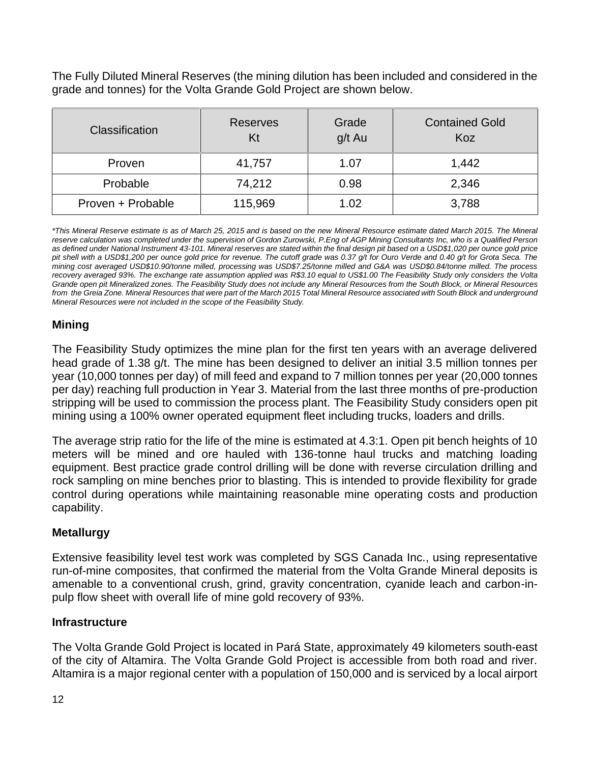The Fully Diluted Mineral Reserves (the mining dilution has been included and considered in the grade and tonnes) for the Volta Grande Gold Project are shown below.

| Classification | Reserves Kt | Grade g/t Au | Contained Gold Koz |
|---|---|---|---|
| Proven | 41,757 | 1.07 | 1,442 |
| Probable | 74,212 | 0.98 | 2,346 |
| Proven + Probable | 115,969 | 1.02 | 3,788 |

*\*This Mineral Reserve estimate is as of March 25, 2015 and is based on the new Mineral Resource estimate dated March 2015. The Mineral reserve calculation was completed under the supervision of Gordon Zurowski, P.Eng of AGP Mining Consultants Inc, who is a Qualified Person as defined under National Instrument 43-101. Mineral reserves are stated within the final design pit based on a USD$1,020 per ounce gold price pit shell with a USD$1,200 per ounce gold price for revenue. The cutoff grade was 0.37 g/t for Ouro Verde and 0.40 g/t for Grota Seca. The mining cost averaged USD$10.90/tonne milled, processing was USD$7.25/tonne milled and G&A was USD$0.84/tonne milled. The process recovery averaged 93%. The exchange rate assumption applied was R$3.10 equal to US$1.00 The Feasibility Study only considers the Volta Grande open pit Mineralized zones. The Feasibility Study does not include any Mineral Resources from the South Block, or Mineral Resources from the Greia Zone. Mineral Resources that were part of the March 2015 Total Mineral Resource associated with South Block and underground Mineral Resources were not included in the scope of the Feasibility Study.*

## Mining

The Feasibility Study optimizes the mine plan for the first ten years with an average delivered head grade of 1.38 g/t. The mine has been designed to deliver an initial 3.5 million tonnes per year (10,000 tonnes per day) of mill feed and expand to 7 million tonnes per year (20,000 tonnes per day) reaching full production in Year 3. Material from the last three months of pre-production stripping will be used to commission the process plant. The Feasibility Study considers open pit mining using a 100% owner operated equipment fleet including trucks, loaders and drills.

The average strip ratio for the life of the mine is estimated at 4.3:1. Open pit bench heights of 10 meters will be mined and ore hauled with 136-tonne haul trucks and matching loading equipment. Best practice grade control drilling will be done with reverse circulation drilling and rock sampling on mine benches prior to blasting. This is intended to provide flexibility for grade control during operations while maintaining reasonable mine operating costs and production capability.

## Metallurgy

Extensive feasibility level test work was completed by SGS Canada Inc., using representative run-of-mine composites, that confirmed the material from the Volta Grande Mineral deposits is amenable to a conventional crush, grind, gravity concentration, cyanide leach and carbon-in-pulp flow sheet with overall life of mine gold recovery of 93%.

## Infrastructure

The Volta Grande Gold Project is located in Pará State, approximately 49 kilometers south-east of the city of Altamira. The Volta Grande Gold Project is accessible from both road and river. Altamira is a major regional center with a population of 150,000 and is serviced by a local airport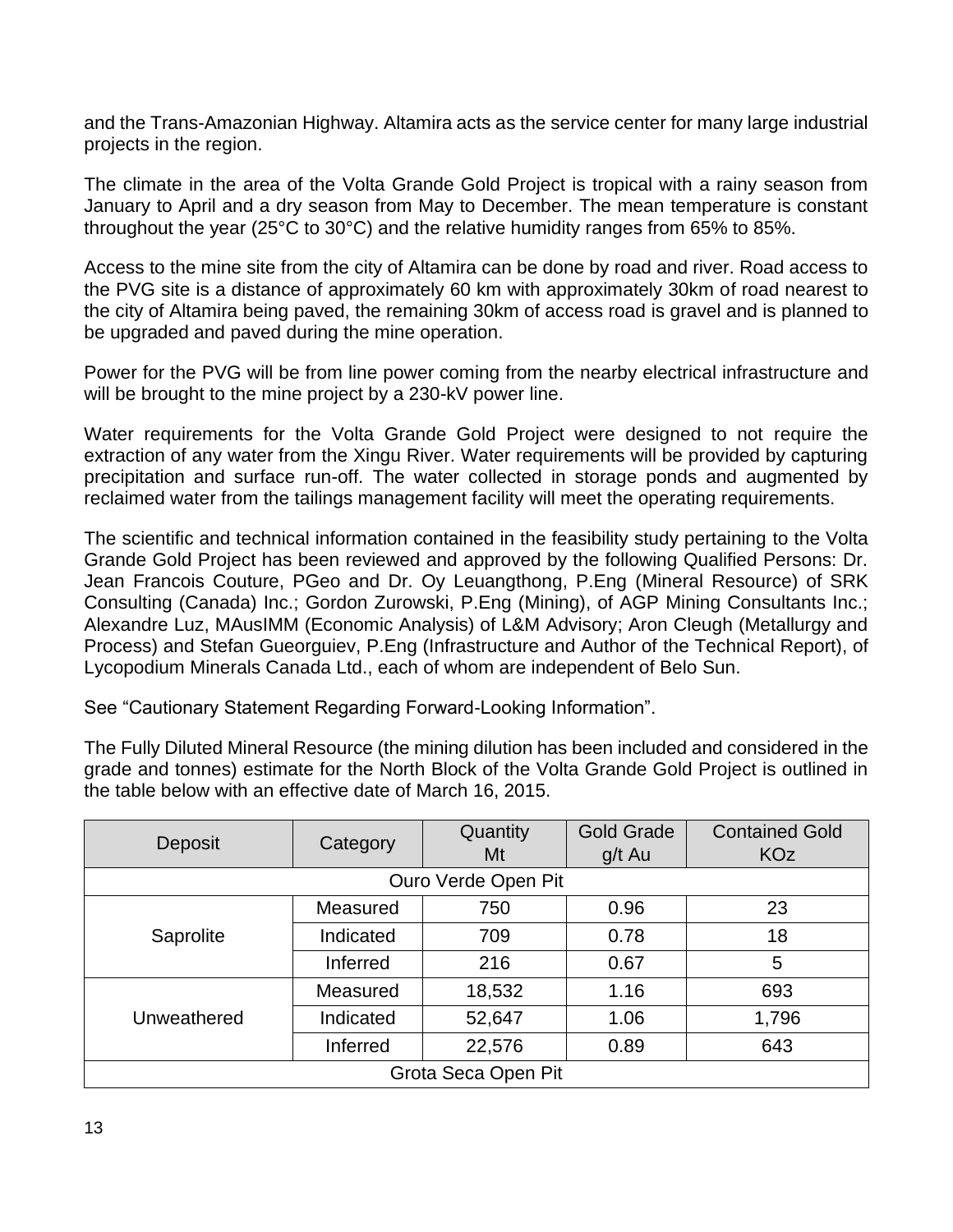and the Trans-Amazonian Highway. Altamira acts as the service center for many large industrial projects in the region.

The climate in the area of the Volta Grande Gold Project is tropical with a rainy season from January to April and a dry season from May to December. The mean temperature is constant throughout the year (25°C to 30°C) and the relative humidity ranges from 65% to 85%.

Access to the mine site from the city of Altamira can be done by road and river. Road access to the PVG site is a distance of approximately 60 km with approximately 30km of road nearest to the city of Altamira being paved, the remaining 30km of access road is gravel and is planned to be upgraded and paved during the mine operation.

Power for the PVG will be from line power coming from the nearby electrical infrastructure and will be brought to the mine project by a 230-kV power line.

Water requirements for the Volta Grande Gold Project were designed to not require the extraction of any water from the Xingu River. Water requirements will be provided by capturing precipitation and surface run-off. The water collected in storage ponds and augmented by reclaimed water from the tailings management facility will meet the operating requirements.

The scientific and technical information contained in the feasibility study pertaining to the Volta Grande Gold Project has been reviewed and approved by the following Qualified Persons: Dr. Jean Francois Couture, PGeo and Dr. Oy Leuangthong, P.Eng (Mineral Resource) of SRK Consulting (Canada) Inc.; Gordon Zurowski, P.Eng (Mining), of AGP Mining Consultants Inc.; Alexandre Luz, MAusIMM (Economic Analysis) of L&M Advisory; Aron Cleugh (Metallurgy and Process) and Stefan Gueorguiev, P.Eng (Infrastructure and Author of the Technical Report), of Lycopodium Minerals Canada Ltd., each of whom are independent of Belo Sun.

See "Cautionary Statement Regarding Forward-Looking Information".

The Fully Diluted Mineral Resource (the mining dilution has been included and considered in the grade and tonnes) estimate for the North Block of the Volta Grande Gold Project is outlined in the table below with an effective date of March 16, 2015.

| Deposit | Category | Quantity Mt | Gold Grade g/t Au | Contained Gold KOz |
|---|---|---|---|---|
| Ouro Verde Open Pit | | | | |
| Saprolite | Measured | 750 | 0.96 | 23 |
| | Indicated | 709 | 0.78 | 18 |
| | Inferred | 216 | 0.67 | 5 |
| Unweathered | Measured | 18,532 | 1.16 | 693 |
| | Indicated | 52,647 | 1.06 | 1,796 |
| | Inferred | 22,576 | 0.89 | 643 |
| Grota Seca Open Pit | | | | |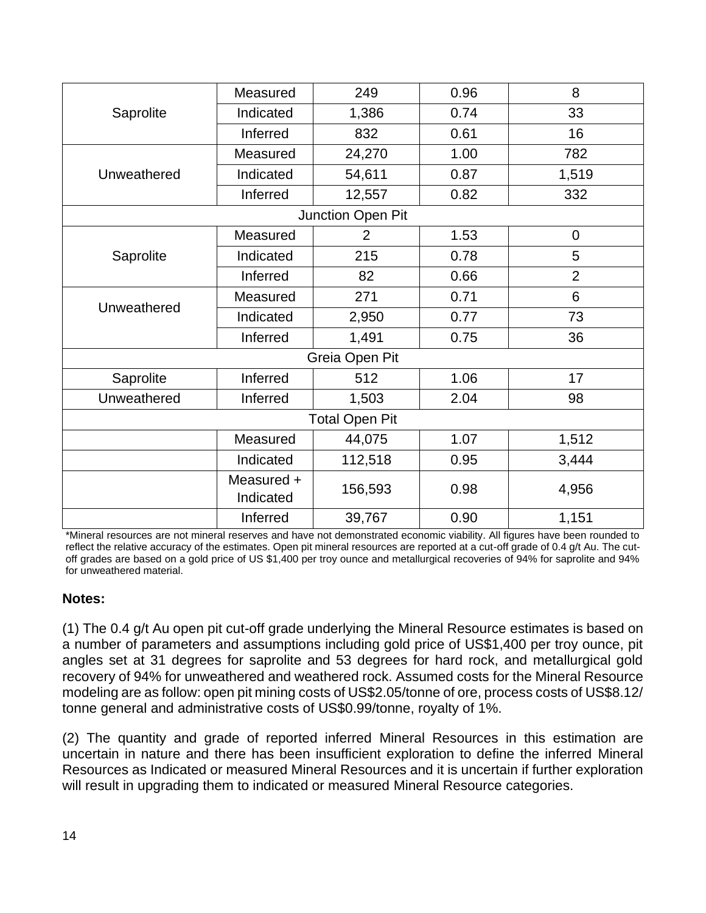| | | | | |
|---|---|---|---|---|
| Saprolite | Measured | 249 | 0.96 | 8 |
| | Indicated | 1,386 | 0.74 | 33 |
| | Inferred | 832 | 0.61 | 16 |
| Unweathered | Measured | 24,270 | 1.00 | 782 |
| | Indicated | 54,611 | 0.87 | 1,519 |
| | Inferred | 12,557 | 0.82 | 332 |
| Junction Open Pit | | | | |
| Saprolite | Measured | 2 | 1.53 | 0 |
| | Indicated | 215 | 0.78 | 5 |
| | Inferred | 82 | 0.66 | 2 |
| Unweathered | Measured | 271 | 0.71 | 6 |
| | Indicated | 2,950 | 0.77 | 73 |
| | Inferred | 1,491 | 0.75 | 36 |
| Greia Open Pit | | | | |
| Saprolite | Inferred | 512 | 1.06 | 17 |
| Unweathered | Inferred | 1,503 | 2.04 | 98 |
| Total Open Pit | | | | |
| | Measured | 44,075 | 1.07 | 1,512 |
| | Indicated | 112,518 | 0.95 | 3,444 |
| | Measured + Indicated | 156,593 | 0.98 | 4,956 |
| | Inferred | 39,767 | 0.90 | 1,151 |

*Mineral resources are not mineral reserves and have not demonstrated economic viability. All figures have been rounded to reflect the relative accuracy of the estimates. Open pit mineral resources are reported at a cut-off grade of 0.4 g/t Au. The cut-off grades are based on a gold price of US $1,400 per troy ounce and metallurgical recoveries of 94% for saprolite and 94% for unweathered material.

**Notes:**

(1) The 0.4 g/t Au open pit cut-off grade underlying the Mineral Resource estimates is based on a number of parameters and assumptions including gold price of US$1,400 per troy ounce, pit angles set at 31 degrees for saprolite and 53 degrees for hard rock, and metallurgical gold recovery of 94% for unweathered and weathered rock. Assumed costs for the Mineral Resource modeling are as follow: open pit mining costs of US$2.05/tonne of ore, process costs of US$8.12/ tonne general and administrative costs of US$0.99/tonne, royalty of 1%.

(2) The quantity and grade of reported inferred Mineral Resources in this estimation are uncertain in nature and there has been insufficient exploration to define the inferred Mineral Resources as Indicated or measured Mineral Resources and it is uncertain if further exploration will result in upgrading them to indicated or measured Mineral Resource categories.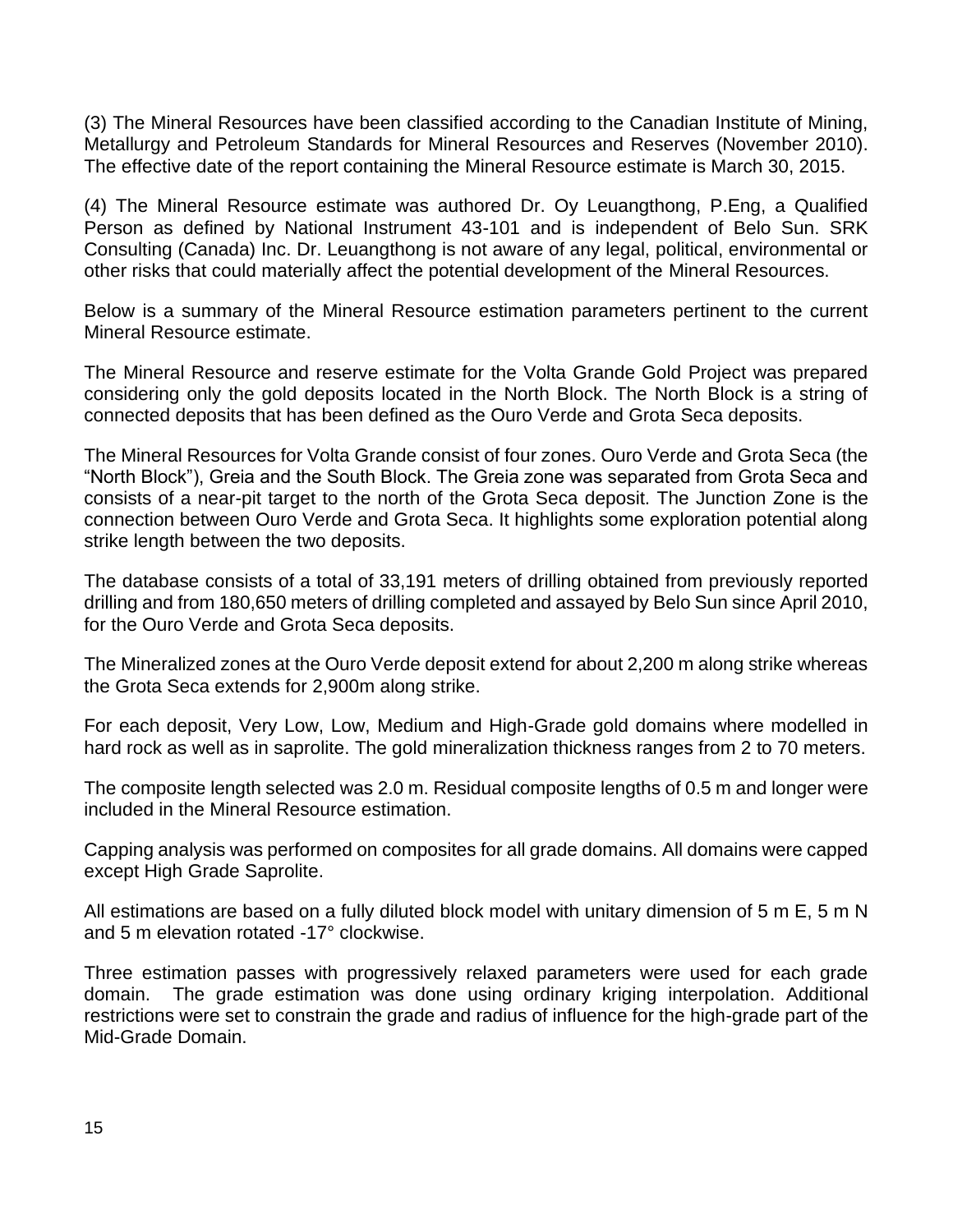(3) The Mineral Resources have been classified according to the Canadian Institute of Mining, Metallurgy and Petroleum Standards for Mineral Resources and Reserves (November 2010). The effective date of the report containing the Mineral Resource estimate is March 30, 2015.

(4) The Mineral Resource estimate was authored Dr. Oy Leuangthong, P.Eng, a Qualified Person as defined by National Instrument 43-101 and is independent of Belo Sun. SRK Consulting (Canada) Inc. Dr. Leuangthong is not aware of any legal, political, environmental or other risks that could materially affect the potential development of the Mineral Resources.

Below is a summary of the Mineral Resource estimation parameters pertinent to the current Mineral Resource estimate.

The Mineral Resource and reserve estimate for the Volta Grande Gold Project was prepared considering only the gold deposits located in the North Block. The North Block is a string of connected deposits that has been defined as the Ouro Verde and Grota Seca deposits.

The Mineral Resources for Volta Grande consist of four zones. Ouro Verde and Grota Seca (the "North Block"), Greia and the South Block. The Greia zone was separated from Grota Seca and consists of a near-pit target to the north of the Grota Seca deposit. The Junction Zone is the connection between Ouro Verde and Grota Seca. It highlights some exploration potential along strike length between the two deposits.

The database consists of a total of 33,191 meters of drilling obtained from previously reported drilling and from 180,650 meters of drilling completed and assayed by Belo Sun since April 2010, for the Ouro Verde and Grota Seca deposits.

The Mineralized zones at the Ouro Verde deposit extend for about 2,200 m along strike whereas the Grota Seca extends for 2,900m along strike.

For each deposit, Very Low, Low, Medium and High-Grade gold domains where modelled in hard rock as well as in saprolite. The gold mineralization thickness ranges from 2 to 70 meters.

The composite length selected was 2.0 m. Residual composite lengths of 0.5 m and longer were included in the Mineral Resource estimation.

Capping analysis was performed on composites for all grade domains. All domains were capped except High Grade Saprolite.

All estimations are based on a fully diluted block model with unitary dimension of 5 m E, 5 m N and 5 m elevation rotated -17° clockwise.

Three estimation passes with progressively relaxed parameters were used for each grade domain. The grade estimation was done using ordinary kriging interpolation. Additional restrictions were set to constrain the grade and radius of influence for the high-grade part of the Mid-Grade Domain.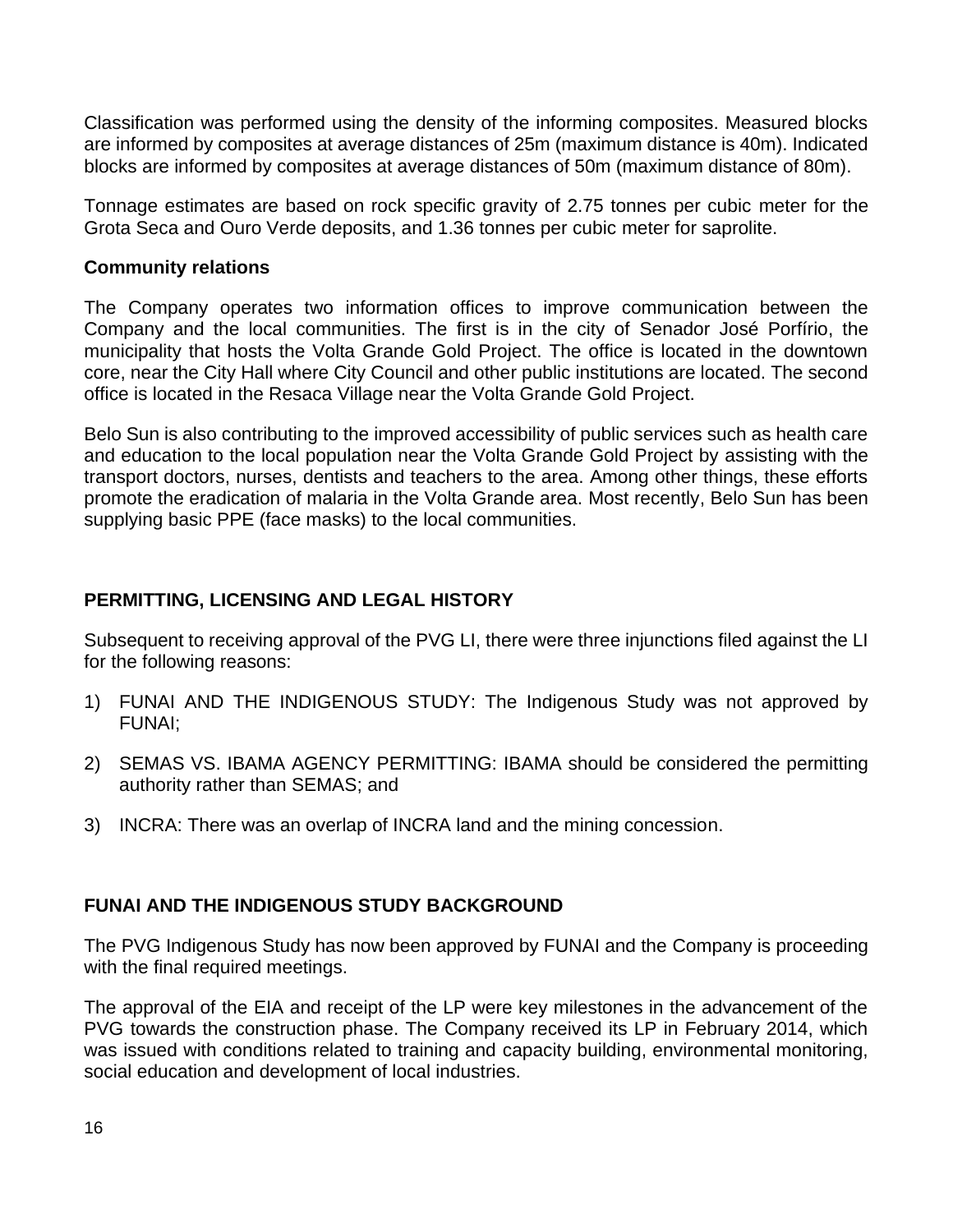Classification was performed using the density of the informing composites. Measured blocks are informed by composites at average distances of 25m (maximum distance is 40m). Indicated blocks are informed by composites at average distances of 50m (maximum distance of 80m).

Tonnage estimates are based on rock specific gravity of 2.75 tonnes per cubic meter for the Grota Seca and Ouro Verde deposits, and 1.36 tonnes per cubic meter for saprolite.

**Community relations**

The Company operates two information offices to improve communication between the Company and the local communities. The first is in the city of Senador José Porfírio, the municipality that hosts the Volta Grande Gold Project. The office is located in the downtown core, near the City Hall where City Council and other public institutions are located. The second office is located in the Resaca Village near the Volta Grande Gold Project.

Belo Sun is also contributing to the improved accessibility of public services such as health care and education to the local population near the Volta Grande Gold Project by assisting with the transport doctors, nurses, dentists and teachers to the area. Among other things, these efforts promote the eradication of malaria in the Volta Grande area. Most recently, Belo Sun has been supplying basic PPE (face masks) to the local communities.

## PERMITTING, LICENSING AND LEGAL HISTORY

Subsequent to receiving approval of the PVG LI, there were three injunctions filed against the LI for the following reasons:

1) FUNAI AND THE INDIGENOUS STUDY: The Indigenous Study was not approved by FUNAI;
2) SEMAS VS. IBAMA AGENCY PERMITTING: IBAMA should be considered the permitting authority rather than SEMAS; and
3) INCRA: There was an overlap of INCRA land and the mining concession.

## FUNAI AND THE INDIGENOUS STUDY BACKGROUND

The PVG Indigenous Study has now been approved by FUNAI and the Company is proceeding with the final required meetings.

The approval of the EIA and receipt of the LP were key milestones in the advancement of the PVG towards the construction phase. The Company received its LP in February 2014, which was issued with conditions related to training and capacity building, environmental monitoring, social education and development of local industries.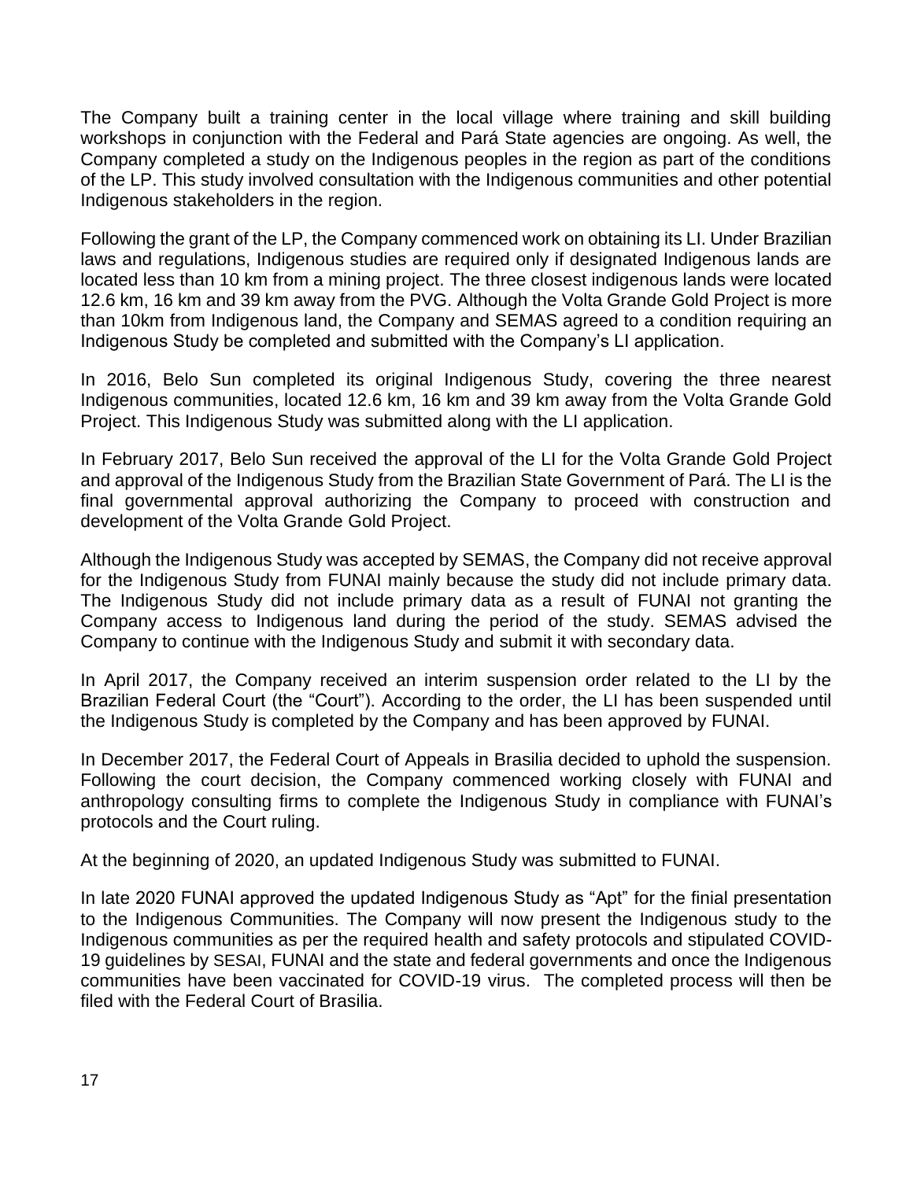The Company built a training center in the local village where training and skill building workshops in conjunction with the Federal and Pará State agencies are ongoing. As well, the Company completed a study on the Indigenous peoples in the region as part of the conditions of the LP. This study involved consultation with the Indigenous communities and other potential Indigenous stakeholders in the region.

Following the grant of the LP, the Company commenced work on obtaining its LI. Under Brazilian laws and regulations, Indigenous studies are required only if designated Indigenous lands are located less than 10 km from a mining project. The three closest indigenous lands were located 12.6 km, 16 km and 39 km away from the PVG. Although the Volta Grande Gold Project is more than 10km from Indigenous land, the Company and SEMAS agreed to a condition requiring an Indigenous Study be completed and submitted with the Company's LI application.

In 2016, Belo Sun completed its original Indigenous Study, covering the three nearest Indigenous communities, located 12.6 km, 16 km and 39 km away from the Volta Grande Gold Project. This Indigenous Study was submitted along with the LI application.

In February 2017, Belo Sun received the approval of the LI for the Volta Grande Gold Project and approval of the Indigenous Study from the Brazilian State Government of Pará. The LI is the final governmental approval authorizing the Company to proceed with construction and development of the Volta Grande Gold Project.

Although the Indigenous Study was accepted by SEMAS, the Company did not receive approval for the Indigenous Study from FUNAI mainly because the study did not include primary data. The Indigenous Study did not include primary data as a result of FUNAI not granting the Company access to Indigenous land during the period of the study. SEMAS advised the Company to continue with the Indigenous Study and submit it with secondary data.

In April 2017, the Company received an interim suspension order related to the LI by the Brazilian Federal Court (the "Court"). According to the order, the LI has been suspended until the Indigenous Study is completed by the Company and has been approved by FUNAI.

In December 2017, the Federal Court of Appeals in Brasilia decided to uphold the suspension. Following the court decision, the Company commenced working closely with FUNAI and anthropology consulting firms to complete the Indigenous Study in compliance with FUNAI's protocols and the Court ruling.

At the beginning of 2020, an updated Indigenous Study was submitted to FUNAI.

In late 2020 FUNAI approved the updated Indigenous Study as "Apt" for the finial presentation to the Indigenous Communities. The Company will now present the Indigenous study to the Indigenous communities as per the required health and safety protocols and stipulated COVID-19 guidelines by SESAI, FUNAI and the state and federal governments and once the Indigenous communities have been vaccinated for COVID-19 virus. The completed process will then be filed with the Federal Court of Brasilia.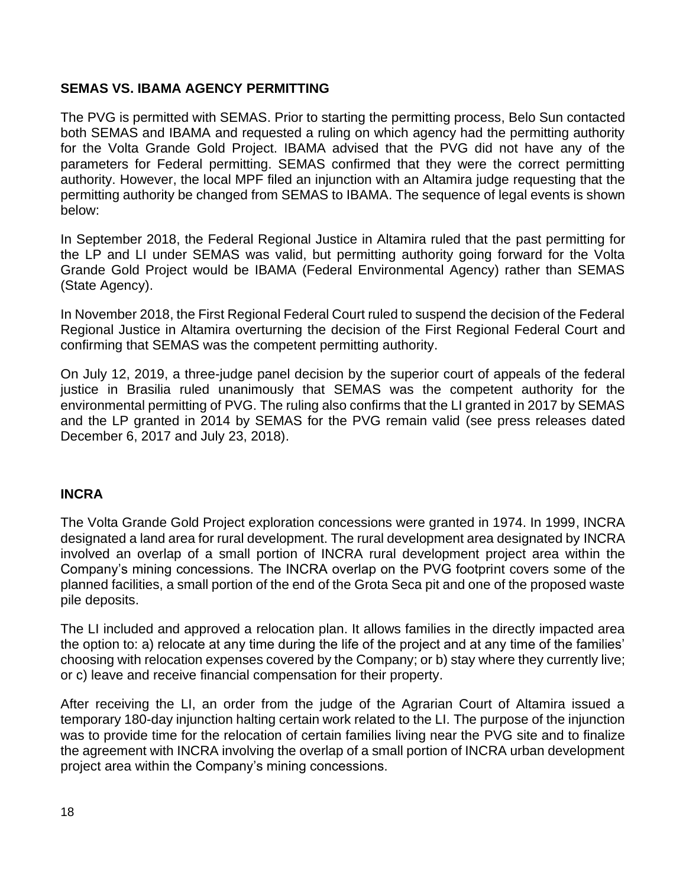## SEMAS VS. IBAMA AGENCY PERMITTING

The PVG is permitted with SEMAS. Prior to starting the permitting process, Belo Sun contacted both SEMAS and IBAMA and requested a ruling on which agency had the permitting authority for the Volta Grande Gold Project. IBAMA advised that the PVG did not have any of the parameters for Federal permitting. SEMAS confirmed that they were the correct permitting authority. However, the local MPF filed an injunction with an Altamira judge requesting that the permitting authority be changed from SEMAS to IBAMA. The sequence of legal events is shown below:

In September 2018, the Federal Regional Justice in Altamira ruled that the past permitting for the LP and LI under SEMAS was valid, but permitting authority going forward for the Volta Grande Gold Project would be IBAMA (Federal Environmental Agency) rather than SEMAS (State Agency).

In November 2018, the First Regional Federal Court ruled to suspend the decision of the Federal Regional Justice in Altamira overturning the decision of the First Regional Federal Court and confirming that SEMAS was the competent permitting authority.

On July 12, 2019, a three-judge panel decision by the superior court of appeals of the federal justice in Brasilia ruled unanimously that SEMAS was the competent authority for the environmental permitting of PVG. The ruling also confirms that the LI granted in 2017 by SEMAS and the LP granted in 2014 by SEMAS for the PVG remain valid (see press releases dated December 6, 2017 and July 23, 2018).

## INCRA

The Volta Grande Gold Project exploration concessions were granted in 1974. In 1999, INCRA designated a land area for rural development. The rural development area designated by INCRA involved an overlap of a small portion of INCRA rural development project area within the Company's mining concessions. The INCRA overlap on the PVG footprint covers some of the planned facilities, a small portion of the end of the Grota Seca pit and one of the proposed waste pile deposits.

The LI included and approved a relocation plan. It allows families in the directly impacted area the option to: a) relocate at any time during the life of the project and at any time of the families' choosing with relocation expenses covered by the Company; or b) stay where they currently live; or c) leave and receive financial compensation for their property.

After receiving the LI, an order from the judge of the Agrarian Court of Altamira issued a temporary 180-day injunction halting certain work related to the LI. The purpose of the injunction was to provide time for the relocation of certain families living near the PVG site and to finalize the agreement with INCRA involving the overlap of a small portion of INCRA urban development project area within the Company's mining concessions.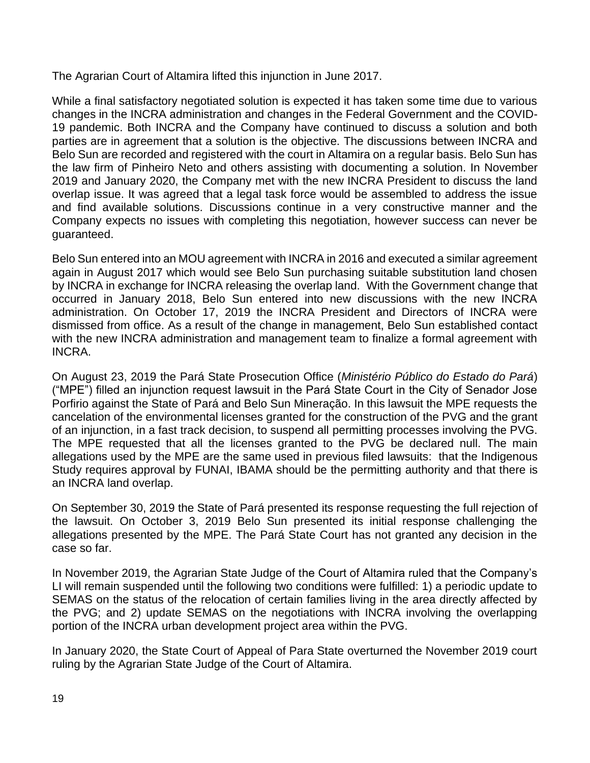The Agrarian Court of Altamira lifted this injunction in June 2017.

While a final satisfactory negotiated solution is expected it has taken some time due to various changes in the INCRA administration and changes in the Federal Government and the COVID-19 pandemic. Both INCRA and the Company have continued to discuss a solution and both parties are in agreement that a solution is the objective. The discussions between INCRA and Belo Sun are recorded and registered with the court in Altamira on a regular basis. Belo Sun has the law firm of Pinheiro Neto and others assisting with documenting a solution. In November 2019 and January 2020, the Company met with the new INCRA President to discuss the land overlap issue. It was agreed that a legal task force would be assembled to address the issue and find available solutions. Discussions continue in a very constructive manner and the Company expects no issues with completing this negotiation, however success can never be guaranteed.

Belo Sun entered into an MOU agreement with INCRA in 2016 and executed a similar agreement again in August 2017 which would see Belo Sun purchasing suitable substitution land chosen by INCRA in exchange for INCRA releasing the overlap land. With the Government change that occurred in January 2018, Belo Sun entered into new discussions with the new INCRA administration. On October 17, 2019 the INCRA President and Directors of INCRA were dismissed from office. As a result of the change in management, Belo Sun established contact with the new INCRA administration and management team to finalize a formal agreement with INCRA.

On August 23, 2019 the Pará State Prosecution Office (*Ministério Público do Estado do Pará*) ("MPE") filled an injunction request lawsuit in the Pará State Court in the City of Senador Jose Porfirio against the State of Pará and Belo Sun Mineração. In this lawsuit the MPE requests the cancelation of the environmental licenses granted for the construction of the PVG and the grant of an injunction, in a fast track decision, to suspend all permitting processes involving the PVG. The MPE requested that all the licenses granted to the PVG be declared null. The main allegations used by the MPE are the same used in previous filed lawsuits: that the Indigenous Study requires approval by FUNAI, IBAMA should be the permitting authority and that there is an INCRA land overlap.

On September 30, 2019 the State of Pará presented its response requesting the full rejection of the lawsuit. On October 3, 2019 Belo Sun presented its initial response challenging the allegations presented by the MPE. The Pará State Court has not granted any decision in the case so far.

In November 2019, the Agrarian State Judge of the Court of Altamira ruled that the Company's LI will remain suspended until the following two conditions were fulfilled: 1) a periodic update to SEMAS on the status of the relocation of certain families living in the area directly affected by the PVG; and 2) update SEMAS on the negotiations with INCRA involving the overlapping portion of the INCRA urban development project area within the PVG.

In January 2020, the State Court of Appeal of Para State overturned the November 2019 court ruling by the Agrarian State Judge of the Court of Altamira.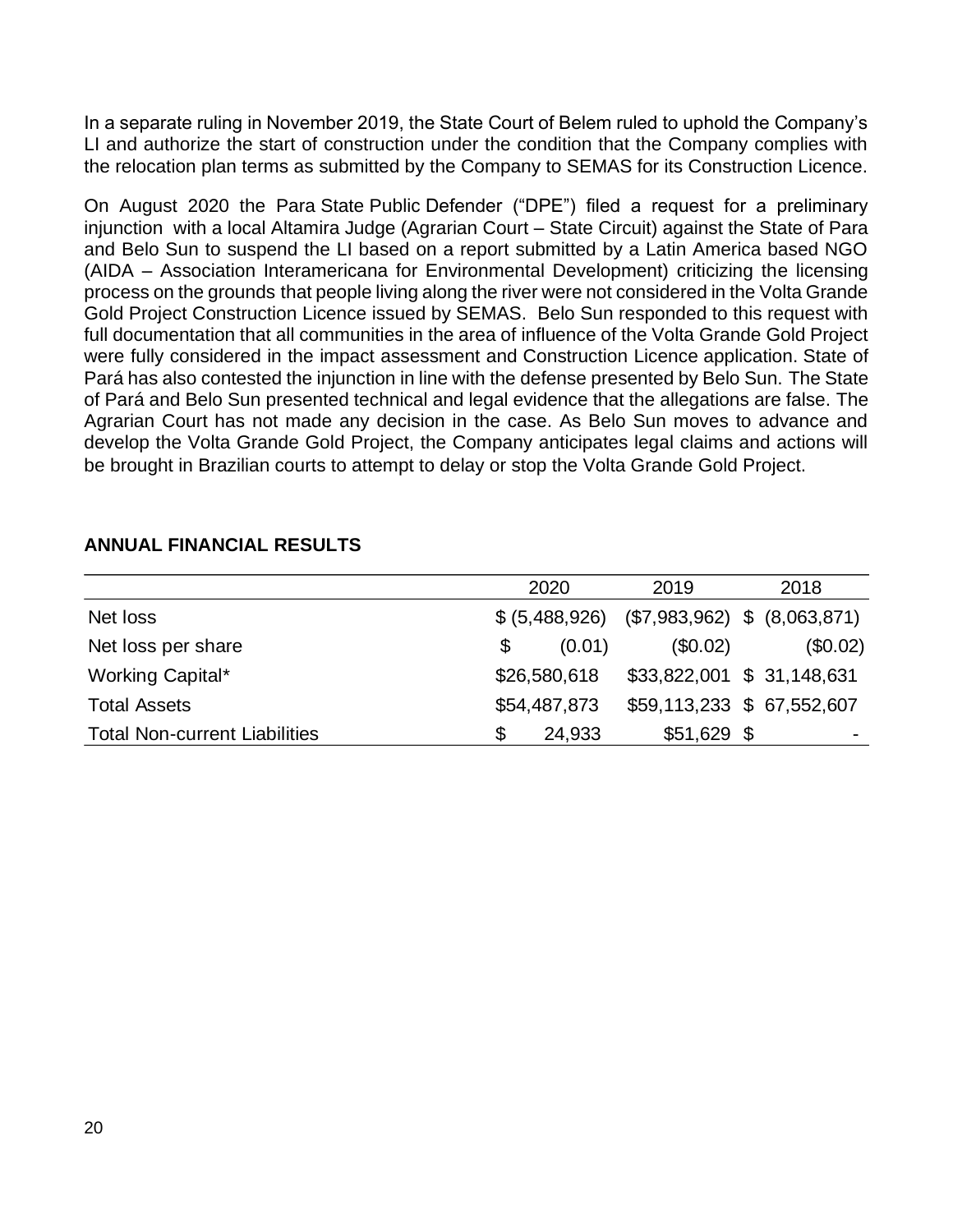In a separate ruling in November 2019, the State Court of Belem ruled to uphold the Company's LI and authorize the start of construction under the condition that the Company complies with the relocation plan terms as submitted by the Company to SEMAS for its Construction Licence.

On August 2020 the Para State Public Defender ("DPE") filed a request for a preliminary injunction with a local Altamira Judge (Agrarian Court – State Circuit) against the State of Para and Belo Sun to suspend the LI based on a report submitted by a Latin America based NGO (AIDA – Association Interamericana for Environmental Development) criticizing the licensing process on the grounds that people living along the river were not considered in the Volta Grande Gold Project Construction Licence issued by SEMAS. Belo Sun responded to this request with full documentation that all communities in the area of influence of the Volta Grande Gold Project were fully considered in the impact assessment and Construction Licence application. State of Pará has also contested the injunction in line with the defense presented by Belo Sun. The State of Pará and Belo Sun presented technical and legal evidence that the allegations are false. The Agrarian Court has not made any decision in the case. As Belo Sun moves to advance and develop the Volta Grande Gold Project, the Company anticipates legal claims and actions will be brought in Brazilian courts to attempt to delay or stop the Volta Grande Gold Project.

**ANNUAL FINANCIAL RESULTS**

| | 2020 | 2019 | 2018 |
|---|---|---|---|
| Net loss | $ (5,488,926) | ($7,983,962) | $ (8,063,871) |
| Net loss per share | $ (0.01) | ($0.02) | ($0.02) |
| Working Capital* | $26,580,618 | $33,822,001 | $ 31,148,631 |
| Total Assets | $54,487,873 | $59,113,233 | $ 67,552,607 |
| Total Non-current Liabilities | $ 24,933 | $51,629 | $ - |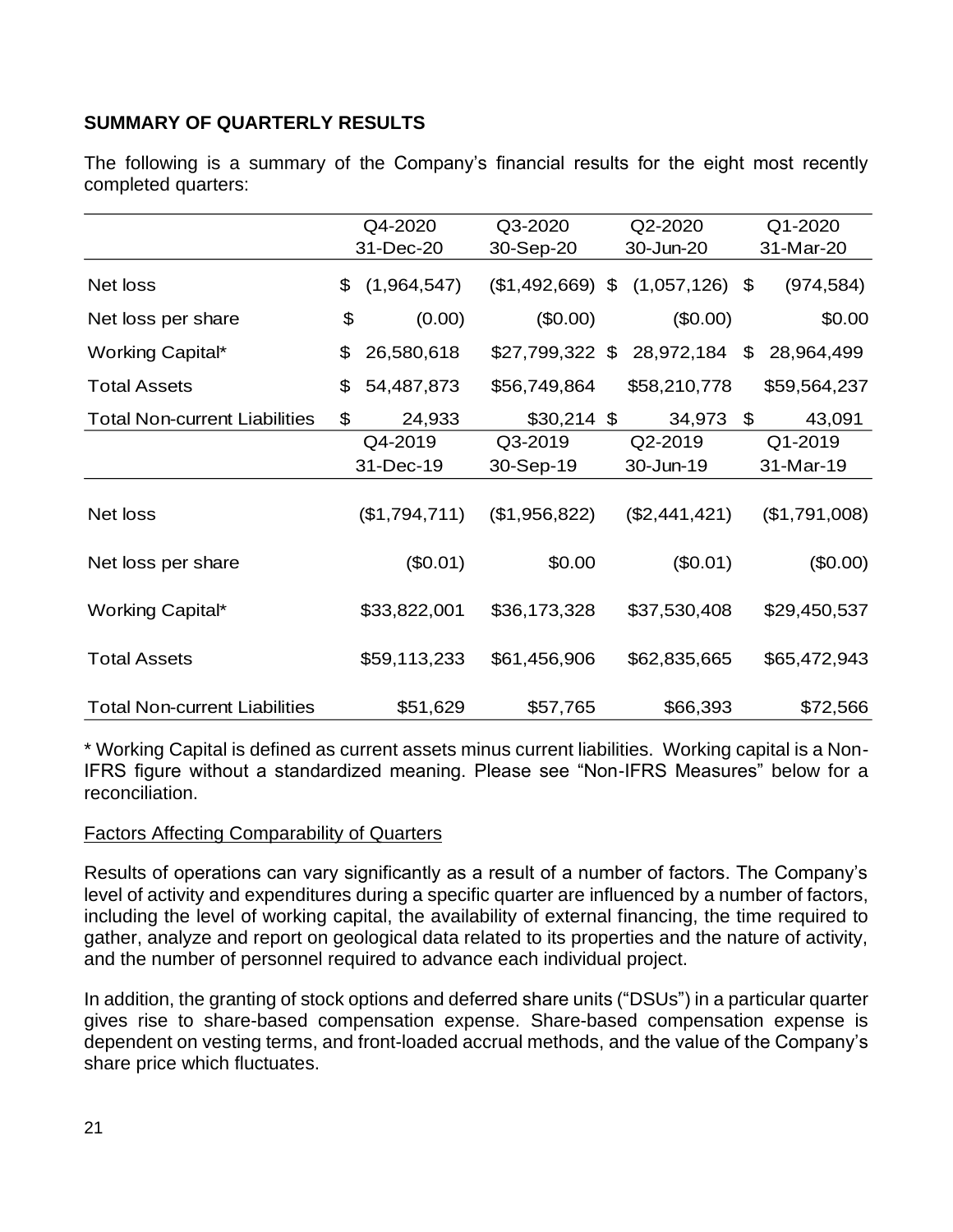**SUMMARY OF QUARTERLY RESULTS**

The following is a summary of the Company's financial results for the eight most recently completed quarters:

| | Q4-2020<br>31-Dec-20 | Q3-2020<br>30-Sep-20 | Q2-2020<br>30-Jun-20 | Q1-2020<br>31-Mar-20 |
|---|---|---|---|---|
| Net loss | $ (1,964,547) | ($1,492,669) | $ (1,057,126) | $ (974,584) |
| Net loss per share | $ (0.00) | ($0.00) | ($0.00) | $0.00 |
| Working Capital* | $ 26,580,618 | $27,799,322 | $ 28,972,184 | $ 28,964,499 |
| Total Assets | $ 54,487,873 | $56,749,864 | $58,210,778 | $59,564,237 |
| Total Non-current Liabilities | $ 24,933 | $30,214 | $ 34,973 | $ 43,091 |
| | **Q4-2019<br>31-Dec-19** | **Q3-2019<br>30-Sep-19** | **Q2-2019<br>30-Jun-19** | **Q1-2019<br>31-Mar-19** |
| Net loss | ($1,794,711) | ($1,956,822) | ($2,441,421) | ($1,791,008) |
| Net loss per share | ($0.01) | $0.00 | ($0.01) | ($0.00) |
| Working Capital* | $33,822,001 | $36,173,328 | $37,530,408 | $29,450,537 |
| Total Assets | $59,113,233 | $61,456,906 | $62,835,665 | $65,472,943 |
| Total Non-current Liabilities | $51,629 | $57,765 | $66,393 | $72,566 |

\* Working Capital is defined as current assets minus current liabilities. Working capital is a Non-IFRS figure without a standardized meaning. Please see "Non-IFRS Measures" below for a reconciliation.

<u>Factors Affecting Comparability of Quarters</u>

Results of operations can vary significantly as a result of a number of factors. The Company's level of activity and expenditures during a specific quarter are influenced by a number of factors, including the level of working capital, the availability of external financing, the time required to gather, analyze and report on geological data related to its properties and the nature of activity, and the number of personnel required to advance each individual project.

In addition, the granting of stock options and deferred share units ("DSUs") in a particular quarter gives rise to share-based compensation expense. Share-based compensation expense is dependent on vesting terms, and front-loaded accrual methods, and the value of the Company's share price which fluctuates.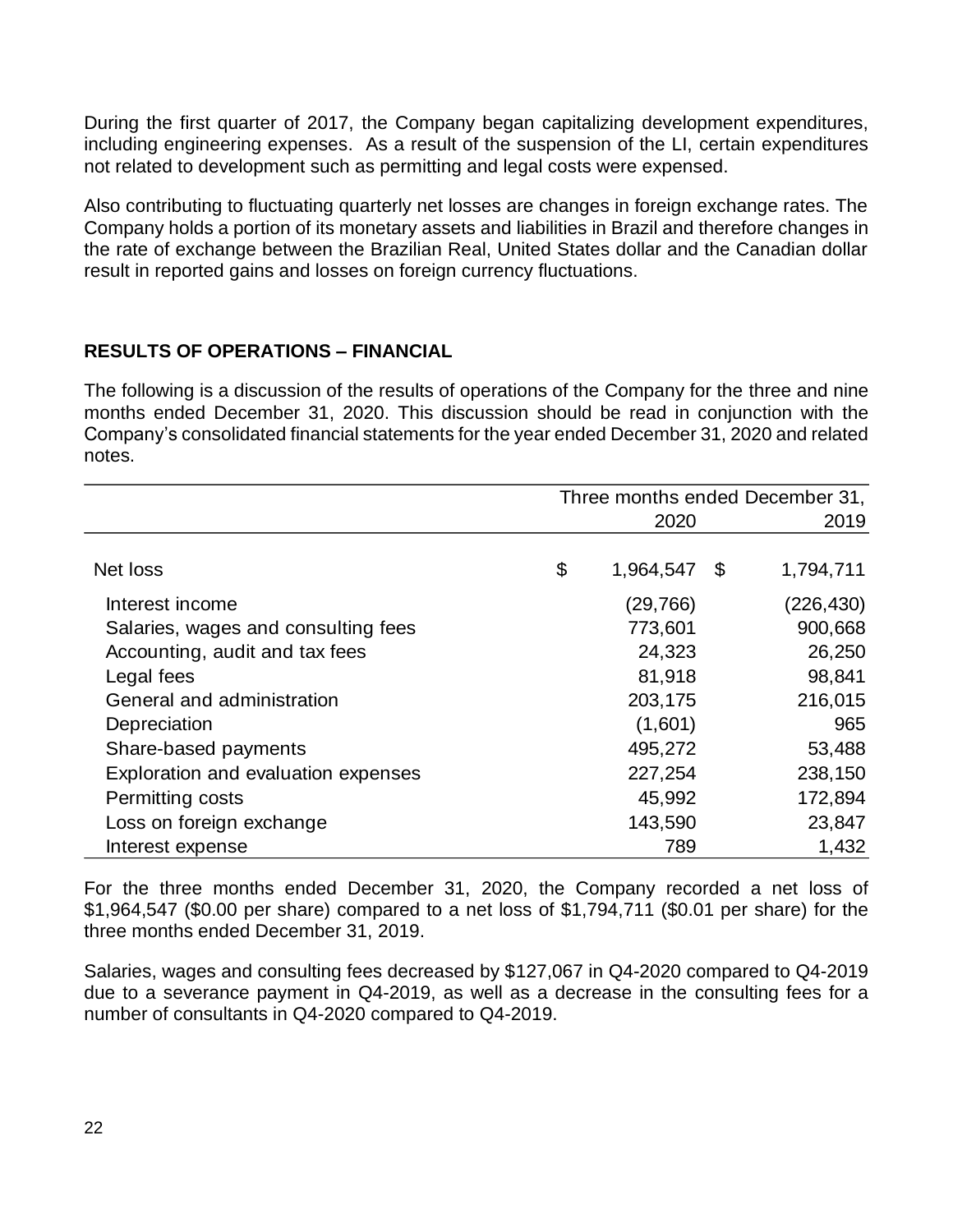During the first quarter of 2017, the Company began capitalizing development expenditures, including engineering expenses. As a result of the suspension of the LI, certain expenditures not related to development such as permitting and legal costs were expensed.

Also contributing to fluctuating quarterly net losses are changes in foreign exchange rates. The Company holds a portion of its monetary assets and liabilities in Brazil and therefore changes in the rate of exchange between the Brazilian Real, United States dollar and the Canadian dollar result in reported gains and losses on foreign currency fluctuations.

## RESULTS OF OPERATIONS – FINANCIAL

The following is a discussion of the results of operations of the Company for the three and nine months ended December 31, 2020. This discussion should be read in conjunction with the Company's consolidated financial statements for the year ended December 31, 2020 and related notes.

| | Three months ended December 31, | |
|---|---|---|
| | 2020 | 2019 |
| Net loss | $ 1,964,547 | $ 1,794,711 |
| Interest income | (29,766) | (226,430) |
| Salaries, wages and consulting fees | 773,601 | 900,668 |
| Accounting, audit and tax fees | 24,323 | 26,250 |
| Legal fees | 81,918 | 98,841 |
| General and administration | 203,175 | 216,015 |
| Depreciation | (1,601) | 965 |
| Share-based payments | 495,272 | 53,488 |
| Exploration and evaluation expenses | 227,254 | 238,150 |
| Permitting costs | 45,992 | 172,894 |
| Loss on foreign exchange | 143,590 | 23,847 |
| Interest expense | 789 | 1,432 |

For the three months ended December 31, 2020, the Company recorded a net loss of $1,964,547 ($0.00 per share) compared to a net loss of $1,794,711 ($0.01 per share) for the three months ended December 31, 2019.

Salaries, wages and consulting fees decreased by $127,067 in Q4-2020 compared to Q4-2019 due to a severance payment in Q4-2019, as well as a decrease in the consulting fees for a number of consultants in Q4-2020 compared to Q4-2019.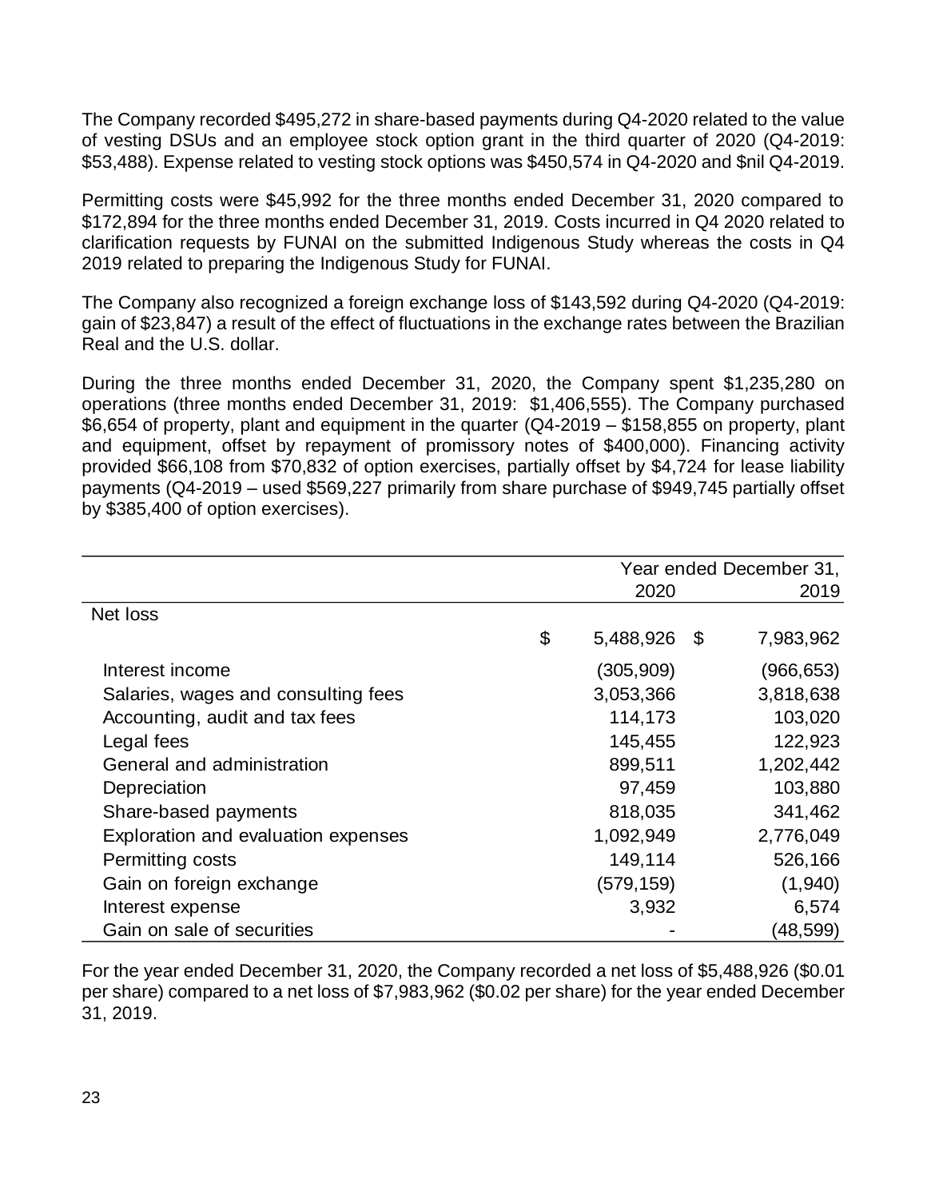The Company recorded $495,272 in share-based payments during Q4-2020 related to the value of vesting DSUs and an employee stock option grant in the third quarter of 2020 (Q4-2019: $53,488). Expense related to vesting stock options was $450,574 in Q4-2020 and $nil Q4-2019.

Permitting costs were $45,992 for the three months ended December 31, 2020 compared to $172,894 for the three months ended December 31, 2019. Costs incurred in Q4 2020 related to clarification requests by FUNAI on the submitted Indigenous Study whereas the costs in Q4 2019 related to preparing the Indigenous Study for FUNAI.

The Company also recognized a foreign exchange loss of $143,592 during Q4-2020 (Q4-2019: gain of $23,847) a result of the effect of fluctuations in the exchange rates between the Brazilian Real and the U.S. dollar.

During the three months ended December 31, 2020, the Company spent $1,235,280 on operations (three months ended December 31, 2019: $1,406,555). The Company purchased $6,654 of property, plant and equipment in the quarter (Q4-2019 – $158,855 on property, plant and equipment, offset by repayment of promissory notes of $400,000). Financing activity provided $66,108 from $70,832 of option exercises, partially offset by $4,724 for lease liability payments (Q4-2019 – used $569,227 primarily from share purchase of $949,745 partially offset by $385,400 of option exercises).

| | Year ended December 31, 2020 | Year ended December 31, 2019 |
|---|---|---|
| Net loss | $ 5,488,926 | $ 7,983,962 |
| Interest income | (305,909) | (966,653) |
| Salaries, wages and consulting fees | 3,053,366 | 3,818,638 |
| Accounting, audit and tax fees | 114,173 | 103,020 |
| Legal fees | 145,455 | 122,923 |
| General and administration | 899,511 | 1,202,442 |
| Depreciation | 97,459 | 103,880 |
| Share-based payments | 818,035 | 341,462 |
| Exploration and evaluation expenses | 1,092,949 | 2,776,049 |
| Permitting costs | 149,114 | 526,166 |
| Gain on foreign exchange | (579,159) | (1,940) |
| Interest expense | 3,932 | 6,574 |
| Gain on sale of securities | - | (48,599) |

For the year ended December 31, 2020, the Company recorded a net loss of $5,488,926 ($0.01 per share) compared to a net loss of $7,983,962 ($0.02 per share) for the year ended December 31, 2019.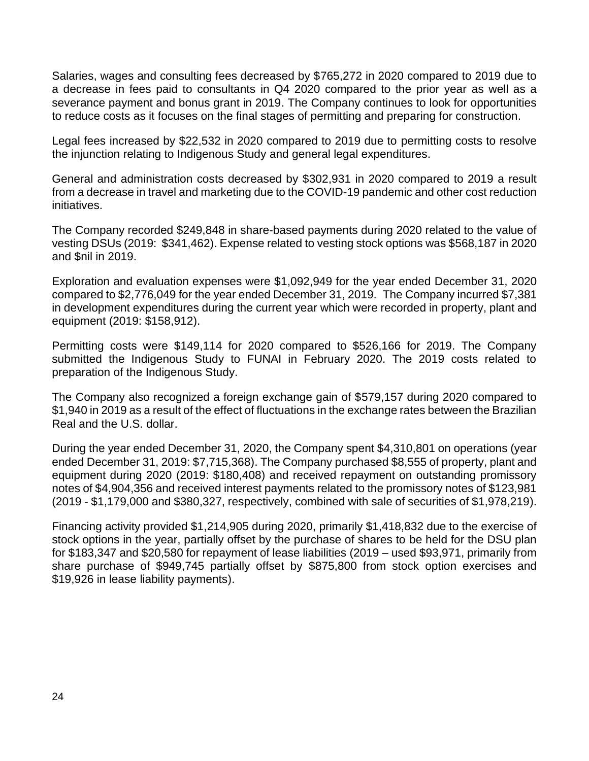Salaries, wages and consulting fees decreased by $765,272 in 2020 compared to 2019 due to a decrease in fees paid to consultants in Q4 2020 compared to the prior year as well as a severance payment and bonus grant in 2019. The Company continues to look for opportunities to reduce costs as it focuses on the final stages of permitting and preparing for construction.

Legal fees increased by $22,532 in 2020 compared to 2019 due to permitting costs to resolve the injunction relating to Indigenous Study and general legal expenditures.

General and administration costs decreased by $302,931 in 2020 compared to 2019 a result from a decrease in travel and marketing due to the COVID-19 pandemic and other cost reduction initiatives.

The Company recorded $249,848 in share-based payments during 2020 related to the value of vesting DSUs (2019: $341,462). Expense related to vesting stock options was $568,187 in 2020 and $nil in 2019.

Exploration and evaluation expenses were $1,092,949 for the year ended December 31, 2020 compared to $2,776,049 for the year ended December 31, 2019. The Company incurred $7,381 in development expenditures during the current year which were recorded in property, plant and equipment (2019: $158,912).

Permitting costs were $149,114 for 2020 compared to $526,166 for 2019. The Company submitted the Indigenous Study to FUNAI in February 2020. The 2019 costs related to preparation of the Indigenous Study.

The Company also recognized a foreign exchange gain of $579,157 during 2020 compared to $1,940 in 2019 as a result of the effect of fluctuations in the exchange rates between the Brazilian Real and the U.S. dollar.

During the year ended December 31, 2020, the Company spent $4,310,801 on operations (year ended December 31, 2019: $7,715,368). The Company purchased $8,555 of property, plant and equipment during 2020 (2019: $180,408) and received repayment on outstanding promissory notes of $4,904,356 and received interest payments related to the promissory notes of $123,981 (2019 - $1,179,000 and $380,327, respectively, combined with sale of securities of $1,978,219).

Financing activity provided $1,214,905 during 2020, primarily $1,418,832 due to the exercise of stock options in the year, partially offset by the purchase of shares to be held for the DSU plan for $183,347 and $20,580 for repayment of lease liabilities (2019 – used $93,971, primarily from share purchase of $949,745 partially offset by $875,800 from stock option exercises and $19,926 in lease liability payments).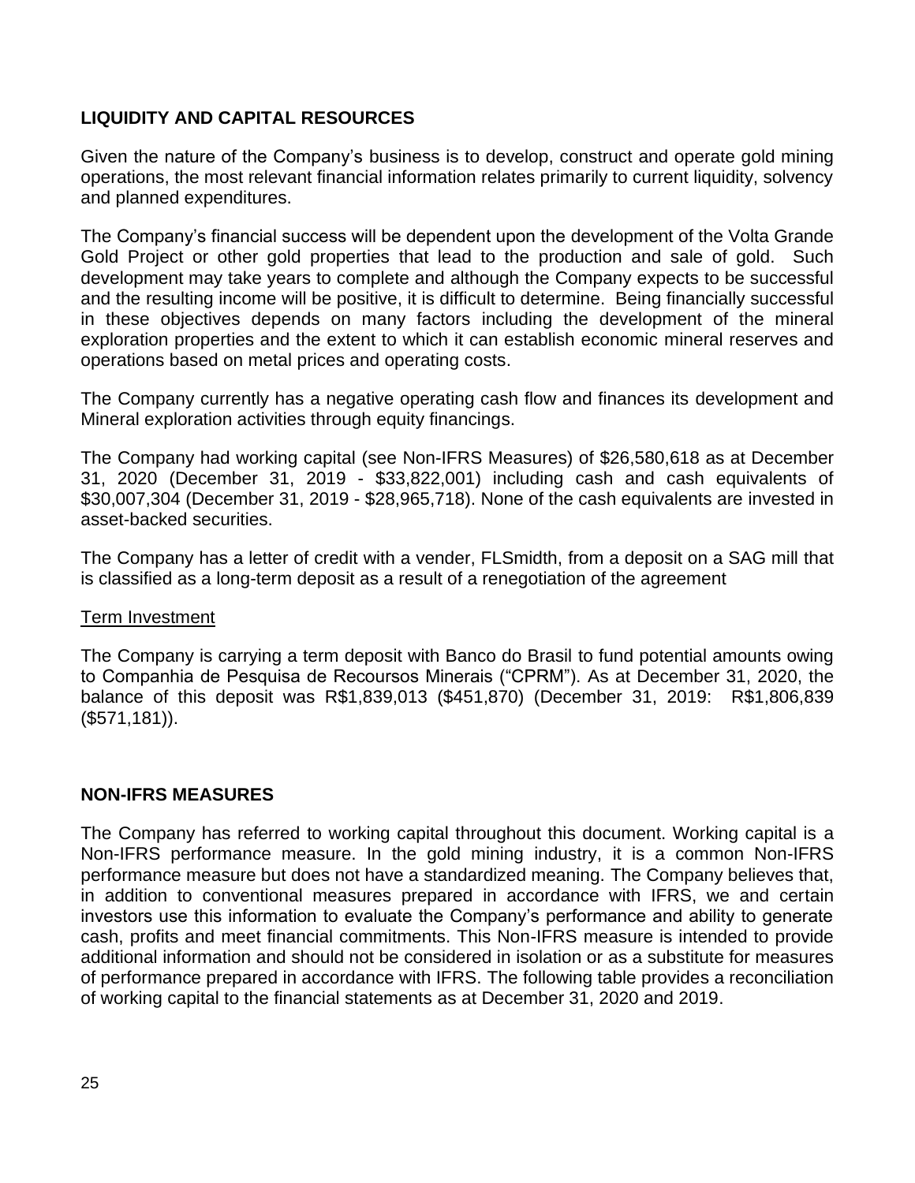## LIQUIDITY AND CAPITAL RESOURCES

Given the nature of the Company's business is to develop, construct and operate gold mining operations, the most relevant financial information relates primarily to current liquidity, solvency and planned expenditures.

The Company's financial success will be dependent upon the development of the Volta Grande Gold Project or other gold properties that lead to the production and sale of gold. Such development may take years to complete and although the Company expects to be successful and the resulting income will be positive, it is difficult to determine. Being financially successful in these objectives depends on many factors including the development of the mineral exploration properties and the extent to which it can establish economic mineral reserves and operations based on metal prices and operating costs.

The Company currently has a negative operating cash flow and finances its development and Mineral exploration activities through equity financings.

The Company had working capital (see Non-IFRS Measures) of $26,580,618 as at December 31, 2020 (December 31, 2019 - $33,822,001) including cash and cash equivalents of $30,007,304 (December 31, 2019 - $28,965,718). None of the cash equivalents are invested in asset-backed securities.

The Company has a letter of credit with a vender, FLSmidth, from a deposit on a SAG mill that is classified as a long-term deposit as a result of a renegotiation of the agreement

Term Investment

The Company is carrying a term deposit with Banco do Brasil to fund potential amounts owing to Companhia de Pesquisa de Recoursos Minerais ("CPRM"). As at December 31, 2020, the balance of this deposit was R$1,839,013 ($451,870) (December 31, 2019: R$1,806,839 ($571,181)).

## NON-IFRS MEASURES

The Company has referred to working capital throughout this document. Working capital is a Non-IFRS performance measure. In the gold mining industry, it is a common Non-IFRS performance measure but does not have a standardized meaning. The Company believes that, in addition to conventional measures prepared in accordance with IFRS, we and certain investors use this information to evaluate the Company's performance and ability to generate cash, profits and meet financial commitments. This Non-IFRS measure is intended to provide additional information and should not be considered in isolation or as a substitute for measures of performance prepared in accordance with IFRS. The following table provides a reconciliation of working capital to the financial statements as at December 31, 2020 and 2019.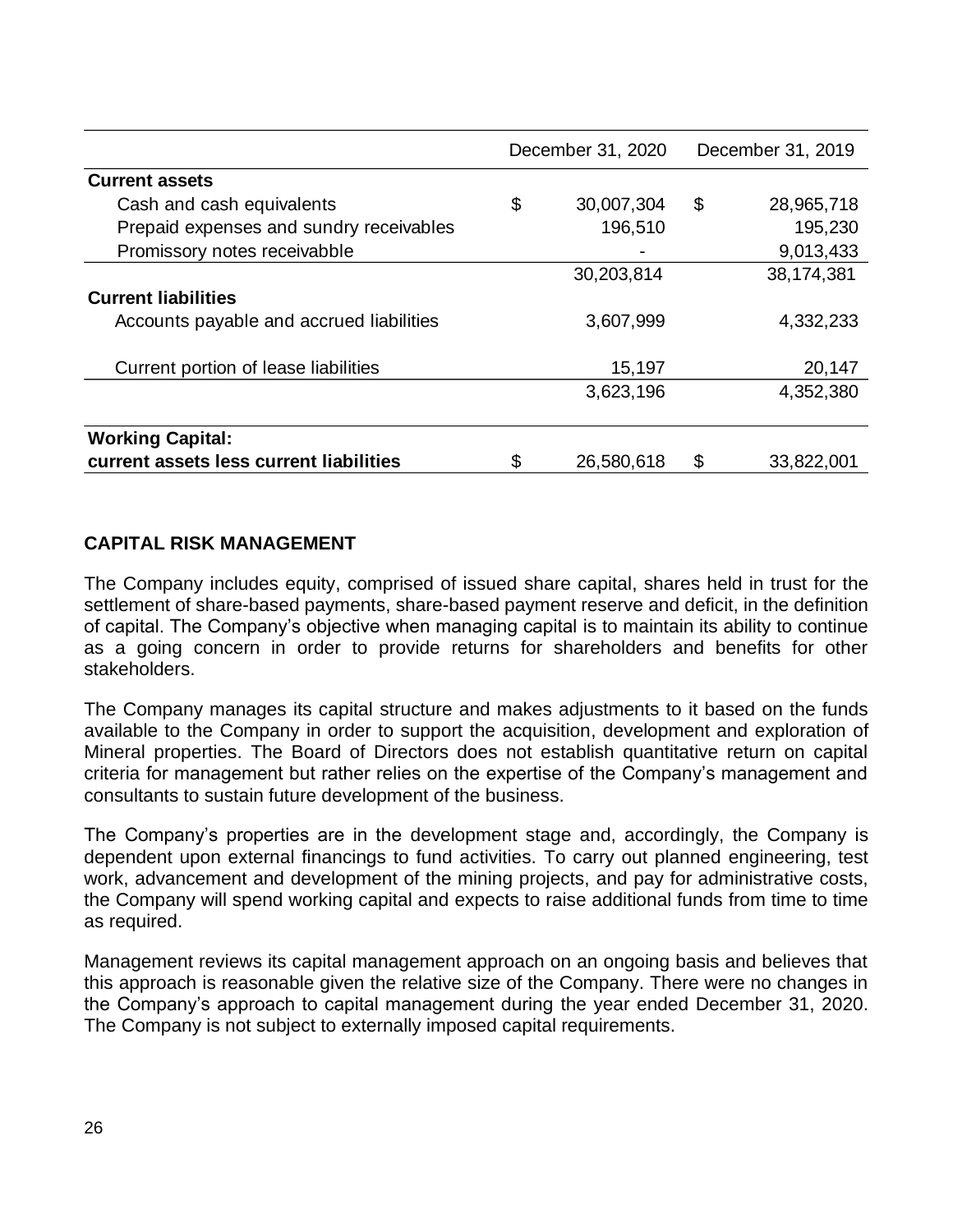| | December 31, 2020 | December 31, 2019 |
|---|---|---|
| **Current assets** | | |
| Cash and cash equivalents | $ 30,007,304 | $ 28,965,718 |
| Prepaid expenses and sundry receivables | 196,510 | 195,230 |
| Promissory notes receivabble | - | 9,013,433 |
| | 30,203,814 | 38,174,381 |
| **Current liabilities** | | |
| Accounts payable and accrued liabilities | 3,607,999 | 4,332,233 |
| Current portion of lease liabilities | 15,197 | 20,147 |
| | 3,623,196 | 4,352,380 |
| **Working Capital: current assets less current liabilities** | $ 26,580,618 | $ 33,822,001 |

## CAPITAL RISK MANAGEMENT

The Company includes equity, comprised of issued share capital, shares held in trust for the settlement of share-based payments, share-based payment reserve and deficit, in the definition of capital. The Company's objective when managing capital is to maintain its ability to continue as a going concern in order to provide returns for shareholders and benefits for other stakeholders.

The Company manages its capital structure and makes adjustments to it based on the funds available to the Company in order to support the acquisition, development and exploration of Mineral properties. The Board of Directors does not establish quantitative return on capital criteria for management but rather relies on the expertise of the Company's management and consultants to sustain future development of the business.

The Company's properties are in the development stage and, accordingly, the Company is dependent upon external financings to fund activities. To carry out planned engineering, test work, advancement and development of the mining projects, and pay for administrative costs, the Company will spend working capital and expects to raise additional funds from time to time as required.

Management reviews its capital management approach on an ongoing basis and believes that this approach is reasonable given the relative size of the Company. There were no changes in the Company's approach to capital management during the year ended December 31, 2020. The Company is not subject to externally imposed capital requirements.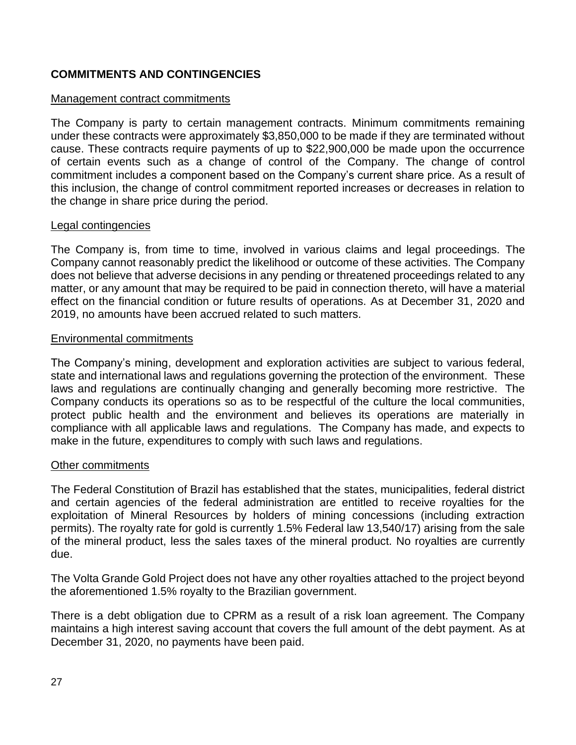## COMMITMENTS AND CONTINGENCIES

### Management contract commitments

The Company is party to certain management contracts. Minimum commitments remaining under these contracts were approximately $3,850,000 to be made if they are terminated without cause. These contracts require payments of up to $22,900,000 be made upon the occurrence of certain events such as a change of control of the Company. The change of control commitment includes a component based on the Company's current share price. As a result of this inclusion, the change of control commitment reported increases or decreases in relation to the change in share price during the period.

### Legal contingencies

The Company is, from time to time, involved in various claims and legal proceedings. The Company cannot reasonably predict the likelihood or outcome of these activities. The Company does not believe that adverse decisions in any pending or threatened proceedings related to any matter, or any amount that may be required to be paid in connection thereto, will have a material effect on the financial condition or future results of operations. As at December 31, 2020 and 2019, no amounts have been accrued related to such matters.

### Environmental commitments

The Company's mining, development and exploration activities are subject to various federal, state and international laws and regulations governing the protection of the environment. These laws and regulations are continually changing and generally becoming more restrictive. The Company conducts its operations so as to be respectful of the culture the local communities, protect public health and the environment and believes its operations are materially in compliance with all applicable laws and regulations. The Company has made, and expects to make in the future, expenditures to comply with such laws and regulations.

### Other commitments

The Federal Constitution of Brazil has established that the states, municipalities, federal district and certain agencies of the federal administration are entitled to receive royalties for the exploitation of Mineral Resources by holders of mining concessions (including extraction permits). The royalty rate for gold is currently 1.5% Federal law 13,540/17) arising from the sale of the mineral product, less the sales taxes of the mineral product. No royalties are currently due.

The Volta Grande Gold Project does not have any other royalties attached to the project beyond the aforementioned 1.5% royalty to the Brazilian government.

There is a debt obligation due to CPRM as a result of a risk loan agreement. The Company maintains a high interest saving account that covers the full amount of the debt payment. As at December 31, 2020, no payments have been paid.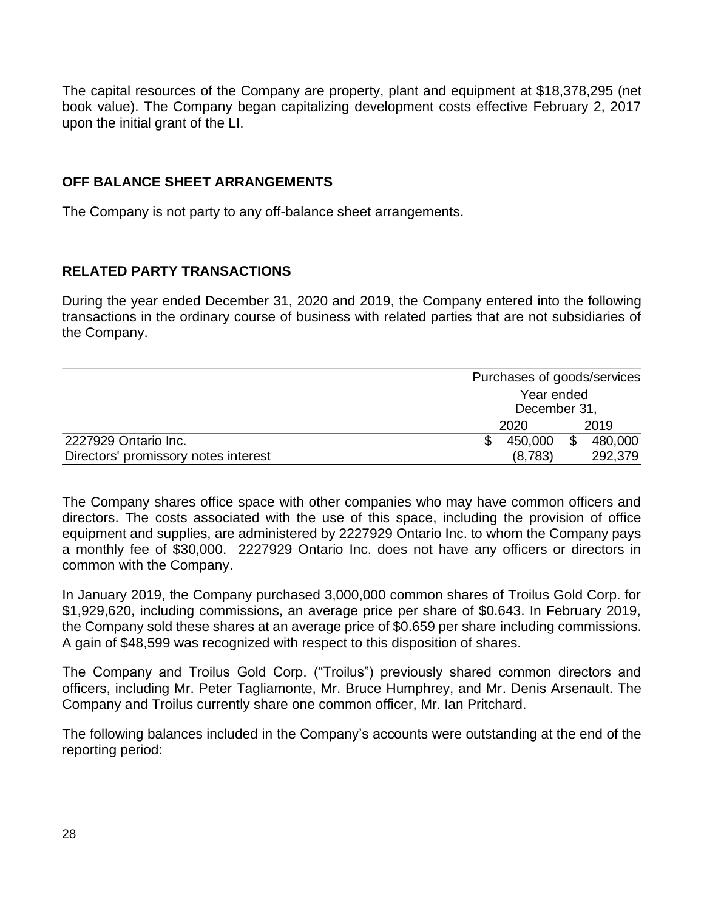The capital resources of the Company are property, plant and equipment at $18,378,295 (net book value). The Company began capitalizing development costs effective February 2, 2017 upon the initial grant of the LI.

## OFF BALANCE SHEET ARRANGEMENTS

The Company is not party to any off-balance sheet arrangements.

## RELATED PARTY TRANSACTIONS

During the year ended December 31, 2020 and 2019, the Company entered into the following transactions in the ordinary course of business with related parties that are not subsidiaries of the Company.

| | Purchases of goods/services | |
|---|---|---|
| | Year ended December 31, | |
| | 2020 | 2019 |
| 2227929 Ontario Inc. | $ 450,000 | $ 480,000 |
| Directors' promissory notes interest | (8,783) | 292,379 |

The Company shares office space with other companies who may have common officers and directors. The costs associated with the use of this space, including the provision of office equipment and supplies, are administered by 2227929 Ontario Inc. to whom the Company pays a monthly fee of $30,000. 2227929 Ontario Inc. does not have any officers or directors in common with the Company.

In January 2019, the Company purchased 3,000,000 common shares of Troilus Gold Corp. for $1,929,620, including commissions, an average price per share of $0.643. In February 2019, the Company sold these shares at an average price of $0.659 per share including commissions. A gain of $48,599 was recognized with respect to this disposition of shares.

The Company and Troilus Gold Corp. ("Troilus") previously shared common directors and officers, including Mr. Peter Tagliamonte, Mr. Bruce Humphrey, and Mr. Denis Arsenault. The Company and Troilus currently share one common officer, Mr. Ian Pritchard.

The following balances included in the Company's accounts were outstanding at the end of the reporting period: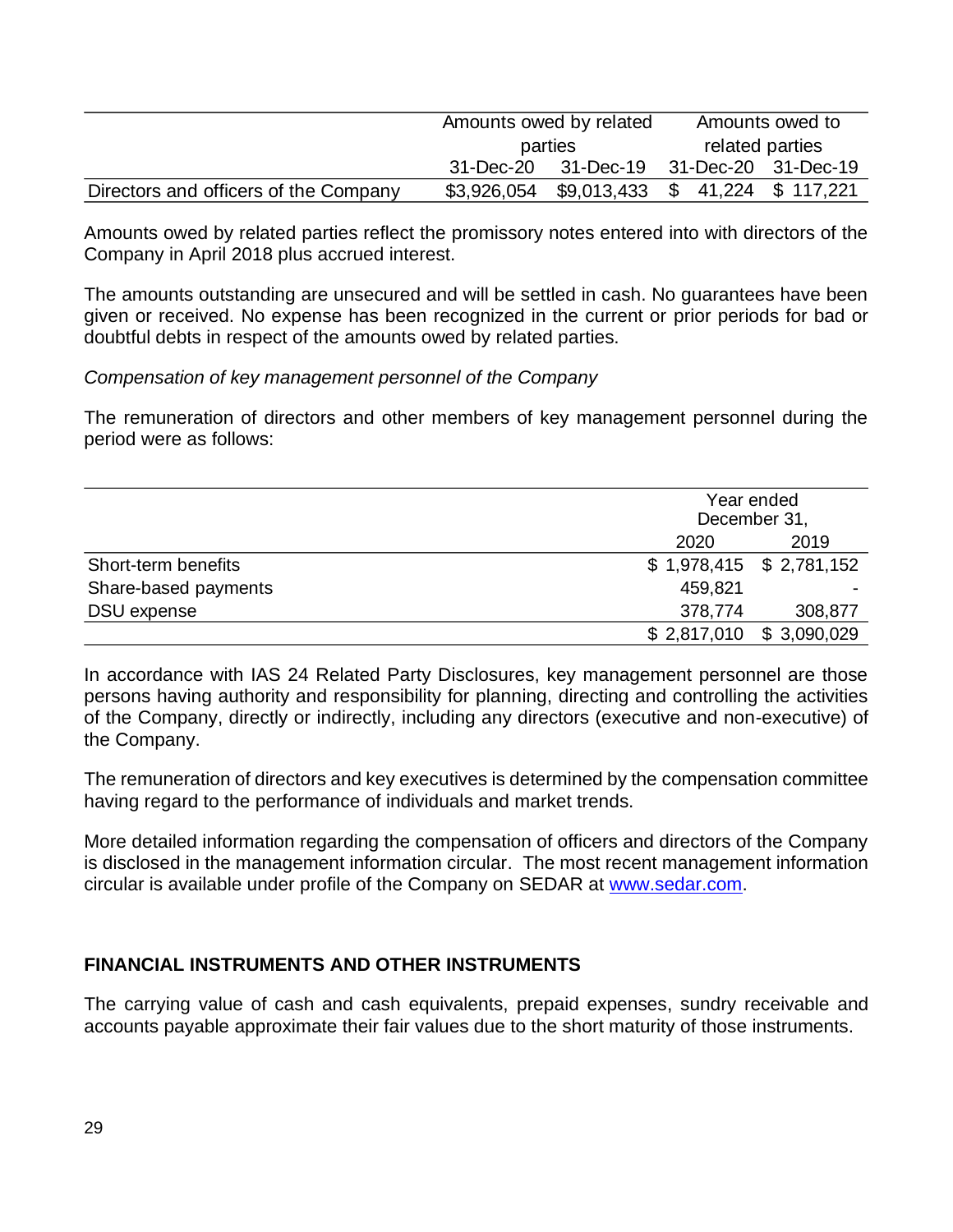| | Amounts owed by related parties | | Amounts owed to related parties | |
|---|---|---|---|---|
| | 31-Dec-20 | 31-Dec-19 | 31-Dec-20 | 31-Dec-19 |
| Directors and officers of the Company | $3,926,054 | $9,013,433 | $ 41,224 | $ 117,221 |

Amounts owed by related parties reflect the promissory notes entered into with directors of the Company in April 2018 plus accrued interest.

The amounts outstanding are unsecured and will be settled in cash. No guarantees have been given or received. No expense has been recognized in the current or prior periods for bad or doubtful debts in respect of the amounts owed by related parties.

*Compensation of key management personnel of the Company*

The remuneration of directors and other members of key management personnel during the period were as follows:

| | Year ended December 31, | |
|---|---|---|
| | 2020 | 2019 |
| Short-term benefits | $ 1,978,415 | $ 2,781,152 |
| Share-based payments | 459,821 | - |
| DSU expense | 378,774 | 308,877 |
| | $ 2,817,010 | $ 3,090,029 |

In accordance with IAS 24 Related Party Disclosures, key management personnel are those persons having authority and responsibility for planning, directing and controlling the activities of the Company, directly or indirectly, including any directors (executive and non-executive) of the Company.

The remuneration of directors and key executives is determined by the compensation committee having regard to the performance of individuals and market trends.

More detailed information regarding the compensation of officers and directors of the Company is disclosed in the management information circular. The most recent management information circular is available under profile of the Company on SEDAR at [www.sedar.com](http://www.sedar.com).

## FINANCIAL INSTRUMENTS AND OTHER INSTRUMENTS

The carrying value of cash and cash equivalents, prepaid expenses, sundry receivable and accounts payable approximate their fair values due to the short maturity of those instruments.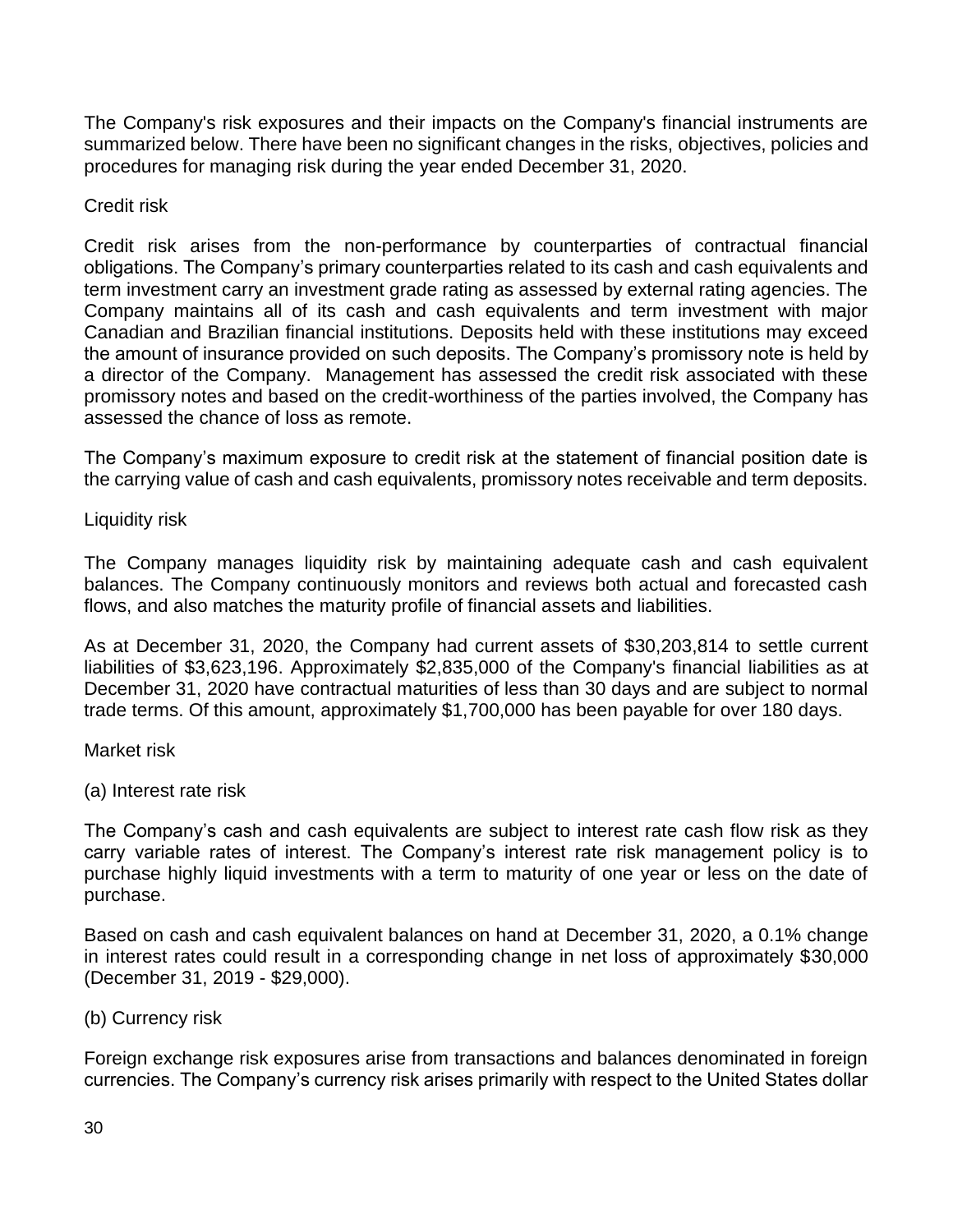The Company's risk exposures and their impacts on the Company's financial instruments are summarized below. There have been no significant changes in the risks, objectives, policies and procedures for managing risk during the year ended December 31, 2020.

Credit risk

Credit risk arises from the non-performance by counterparties of contractual financial obligations. The Company's primary counterparties related to its cash and cash equivalents and term investment carry an investment grade rating as assessed by external rating agencies. The Company maintains all of its cash and cash equivalents and term investment with major Canadian and Brazilian financial institutions. Deposits held with these institutions may exceed the amount of insurance provided on such deposits. The Company's promissory note is held by a director of the Company. Management has assessed the credit risk associated with these promissory notes and based on the credit-worthiness of the parties involved, the Company has assessed the chance of loss as remote.

The Company's maximum exposure to credit risk at the statement of financial position date is the carrying value of cash and cash equivalents, promissory notes receivable and term deposits.

Liquidity risk

The Company manages liquidity risk by maintaining adequate cash and cash equivalent balances. The Company continuously monitors and reviews both actual and forecasted cash flows, and also matches the maturity profile of financial assets and liabilities.

As at December 31, 2020, the Company had current assets of $30,203,814 to settle current liabilities of $3,623,196. Approximately $2,835,000 of the Company's financial liabilities as at December 31, 2020 have contractual maturities of less than 30 days and are subject to normal trade terms. Of this amount, approximately $1,700,000 has been payable for over 180 days.

Market risk

(a) Interest rate risk

The Company's cash and cash equivalents are subject to interest rate cash flow risk as they carry variable rates of interest. The Company's interest rate risk management policy is to purchase highly liquid investments with a term to maturity of one year or less on the date of purchase.

Based on cash and cash equivalent balances on hand at December 31, 2020, a 0.1% change in interest rates could result in a corresponding change in net loss of approximately $30,000 (December 31, 2019 - $29,000).

(b) Currency risk

Foreign exchange risk exposures arise from transactions and balances denominated in foreign currencies. The Company's currency risk arises primarily with respect to the United States dollar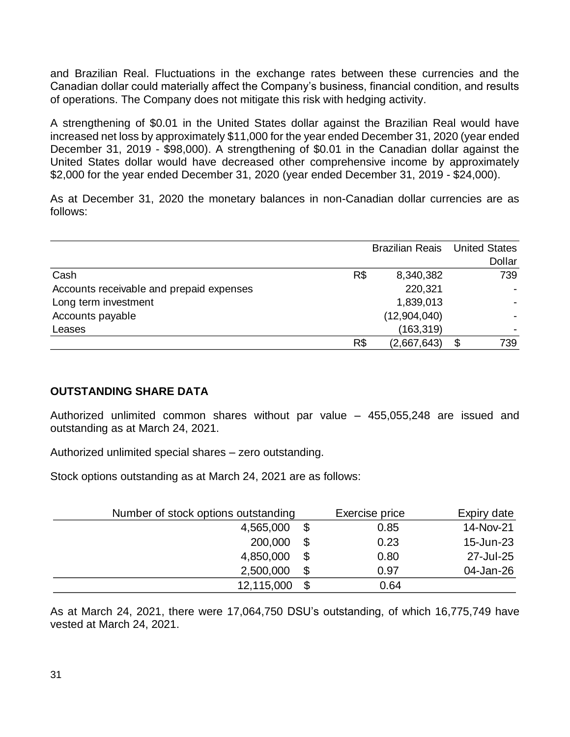and Brazilian Real. Fluctuations in the exchange rates between these currencies and the Canadian dollar could materially affect the Company's business, financial condition, and results of operations. The Company does not mitigate this risk with hedging activity.

A strengthening of $0.01 in the United States dollar against the Brazilian Real would have increased net loss by approximately $11,000 for the year ended December 31, 2020 (year ended December 31, 2019 - $98,000). A strengthening of $0.01 in the Canadian dollar against the United States dollar would have decreased other comprehensive income by approximately $2,000 for the year ended December 31, 2020 (year ended December 31, 2019 - $24,000).

As at December 31, 2020 the monetary balances in non-Canadian dollar currencies are as follows:

| | | Brazilian Reais | | United States Dollar |
|---|---|---|---|---|
| Cash | R$ | 8,340,382 | | 739 |
| Accounts receivable and prepaid expenses | | 220,321 | | - |
| Long term investment | | 1,839,013 | | - |
| Accounts payable | | (12,904,040) | | - |
| Leases | | (163,319) | | - |
| | R$ | (2,667,643) | $ | 739 |

**OUTSTANDING SHARE DATA**

Authorized unlimited common shares without par value – 455,055,248 are issued and outstanding as at March 24, 2021.

Authorized unlimited special shares – zero outstanding.

Stock options outstanding as at March 24, 2021 are as follows:

| Number of stock options outstanding | | Exercise price | Expiry date |
|---|---|---|---|
| 4,565,000 | $ | 0.85 | 14-Nov-21 |
| 200,000 | $ | 0.23 | 15-Jun-23 |
| 4,850,000 | $ | 0.80 | 27-Jul-25 |
| 2,500,000 | $ | 0.97 | 04-Jan-26 |
| 12,115,000 | $ | 0.64 | |

As at March 24, 2021, there were 17,064,750 DSU's outstanding, of which 16,775,749 have vested at March 24, 2021.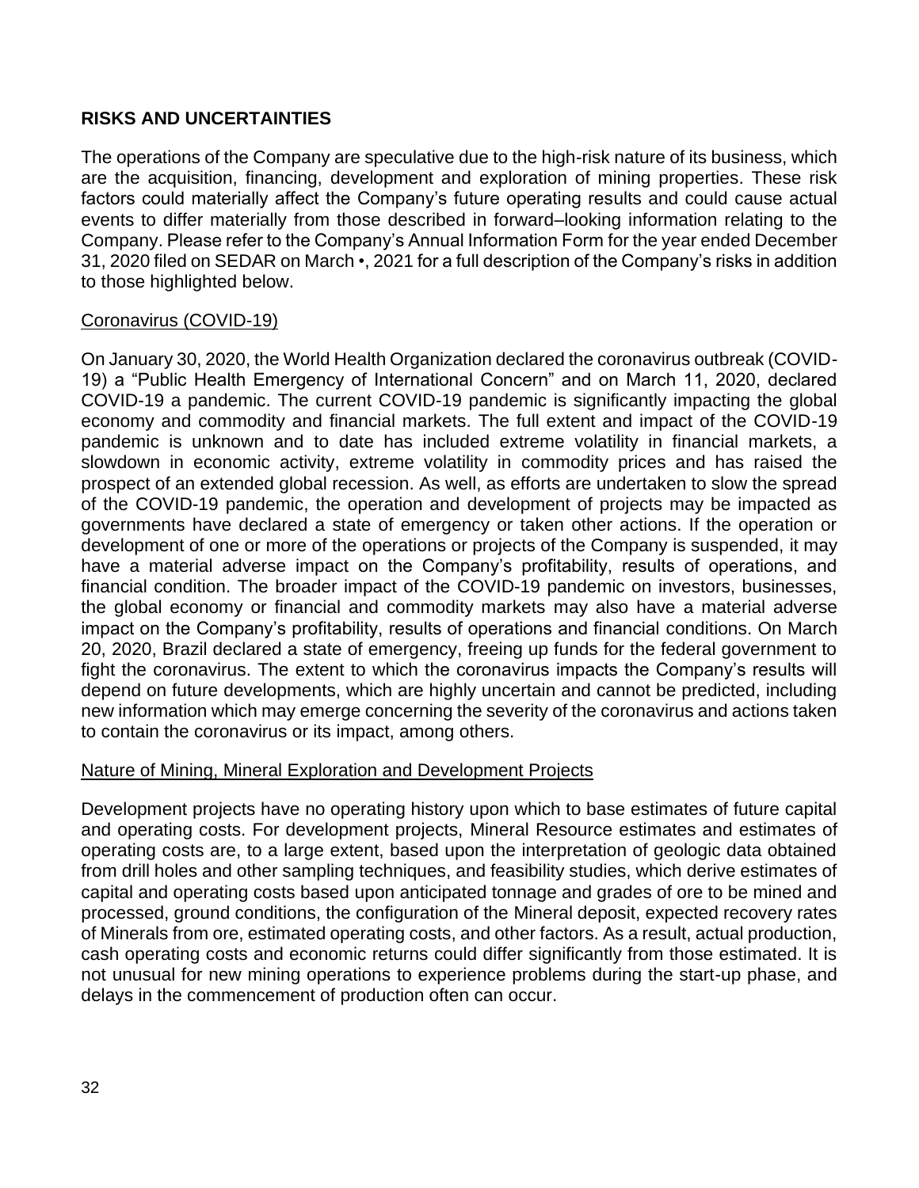## RISKS AND UNCERTAINTIES

The operations of the Company are speculative due to the high-risk nature of its business, which are the acquisition, financing, development and exploration of mining properties. These risk factors could materially affect the Company's future operating results and could cause actual events to differ materially from those described in forward–looking information relating to the Company. Please refer to the Company's Annual Information Form for the year ended December 31, 2020 filed on SEDAR on March •, 2021 for a full description of the Company's risks in addition to those highlighted below.

### Coronavirus (COVID-19)

On January 30, 2020, the World Health Organization declared the coronavirus outbreak (COVID-19) a "Public Health Emergency of International Concern" and on March 11, 2020, declared COVID-19 a pandemic. The current COVID-19 pandemic is significantly impacting the global economy and commodity and financial markets. The full extent and impact of the COVID-19 pandemic is unknown and to date has included extreme volatility in financial markets, a slowdown in economic activity, extreme volatility in commodity prices and has raised the prospect of an extended global recession. As well, as efforts are undertaken to slow the spread of the COVID-19 pandemic, the operation and development of projects may be impacted as governments have declared a state of emergency or taken other actions. If the operation or development of one or more of the operations or projects of the Company is suspended, it may have a material adverse impact on the Company's profitability, results of operations, and financial condition. The broader impact of the COVID-19 pandemic on investors, businesses, the global economy or financial and commodity markets may also have a material adverse impact on the Company's profitability, results of operations and financial conditions. On March 20, 2020, Brazil declared a state of emergency, freeing up funds for the federal government to fight the coronavirus. The extent to which the coronavirus impacts the Company's results will depend on future developments, which are highly uncertain and cannot be predicted, including new information which may emerge concerning the severity of the coronavirus and actions taken to contain the coronavirus or its impact, among others.

### Nature of Mining, Mineral Exploration and Development Projects

Development projects have no operating history upon which to base estimates of future capital and operating costs. For development projects, Mineral Resource estimates and estimates of operating costs are, to a large extent, based upon the interpretation of geologic data obtained from drill holes and other sampling techniques, and feasibility studies, which derive estimates of capital and operating costs based upon anticipated tonnage and grades of ore to be mined and processed, ground conditions, the configuration of the Mineral deposit, expected recovery rates of Minerals from ore, estimated operating costs, and other factors. As a result, actual production, cash operating costs and economic returns could differ significantly from those estimated. It is not unusual for new mining operations to experience problems during the start-up phase, and delays in the commencement of production often can occur.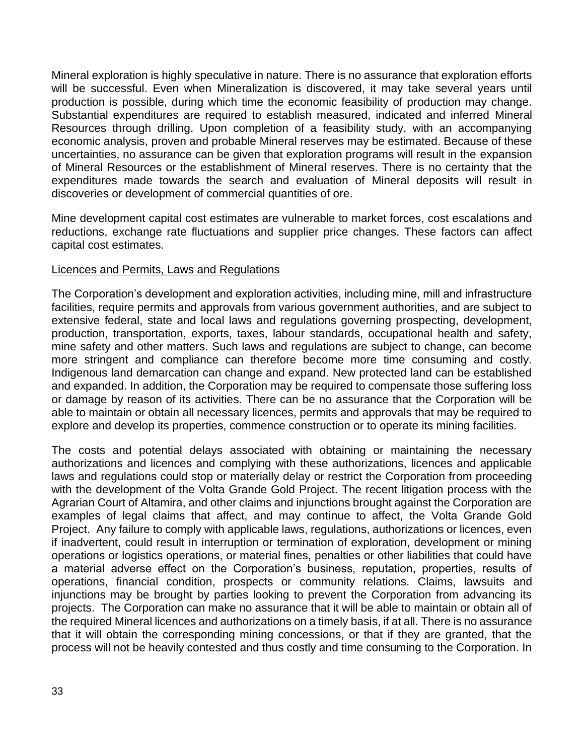Mineral exploration is highly speculative in nature. There is no assurance that exploration efforts will be successful. Even when Mineralization is discovered, it may take several years until production is possible, during which time the economic feasibility of production may change. Substantial expenditures are required to establish measured, indicated and inferred Mineral Resources through drilling. Upon completion of a feasibility study, with an accompanying economic analysis, proven and probable Mineral reserves may be estimated. Because of these uncertainties, no assurance can be given that exploration programs will result in the expansion of Mineral Resources or the establishment of Mineral reserves. There is no certainty that the expenditures made towards the search and evaluation of Mineral deposits will result in discoveries or development of commercial quantities of ore.

Mine development capital cost estimates are vulnerable to market forces, cost escalations and reductions, exchange rate fluctuations and supplier price changes. These factors can affect capital cost estimates.

Licences and Permits, Laws and Regulations

The Corporation's development and exploration activities, including mine, mill and infrastructure facilities, require permits and approvals from various government authorities, and are subject to extensive federal, state and local laws and regulations governing prospecting, development, production, transportation, exports, taxes, labour standards, occupational health and safety, mine safety and other matters. Such laws and regulations are subject to change, can become more stringent and compliance can therefore become more time consuming and costly. Indigenous land demarcation can change and expand. New protected land can be established and expanded. In addition, the Corporation may be required to compensate those suffering loss or damage by reason of its activities. There can be no assurance that the Corporation will be able to maintain or obtain all necessary licences, permits and approvals that may be required to explore and develop its properties, commence construction or to operate its mining facilities.

The costs and potential delays associated with obtaining or maintaining the necessary authorizations and licences and complying with these authorizations, licences and applicable laws and regulations could stop or materially delay or restrict the Corporation from proceeding with the development of the Volta Grande Gold Project. The recent litigation process with the Agrarian Court of Altamira, and other claims and injunctions brought against the Corporation are examples of legal claims that affect, and may continue to affect, the Volta Grande Gold Project. Any failure to comply with applicable laws, regulations, authorizations or licences, even if inadvertent, could result in interruption or termination of exploration, development or mining operations or logistics operations, or material fines, penalties or other liabilities that could have a material adverse effect on the Corporation's business, reputation, properties, results of operations, financial condition, prospects or community relations. Claims, lawsuits and injunctions may be brought by parties looking to prevent the Corporation from advancing its projects. The Corporation can make no assurance that it will be able to maintain or obtain all of the required Mineral licences and authorizations on a timely basis, if at all. There is no assurance that it will obtain the corresponding mining concessions, or that if they are granted, that the process will not be heavily contested and thus costly and time consuming to the Corporation. In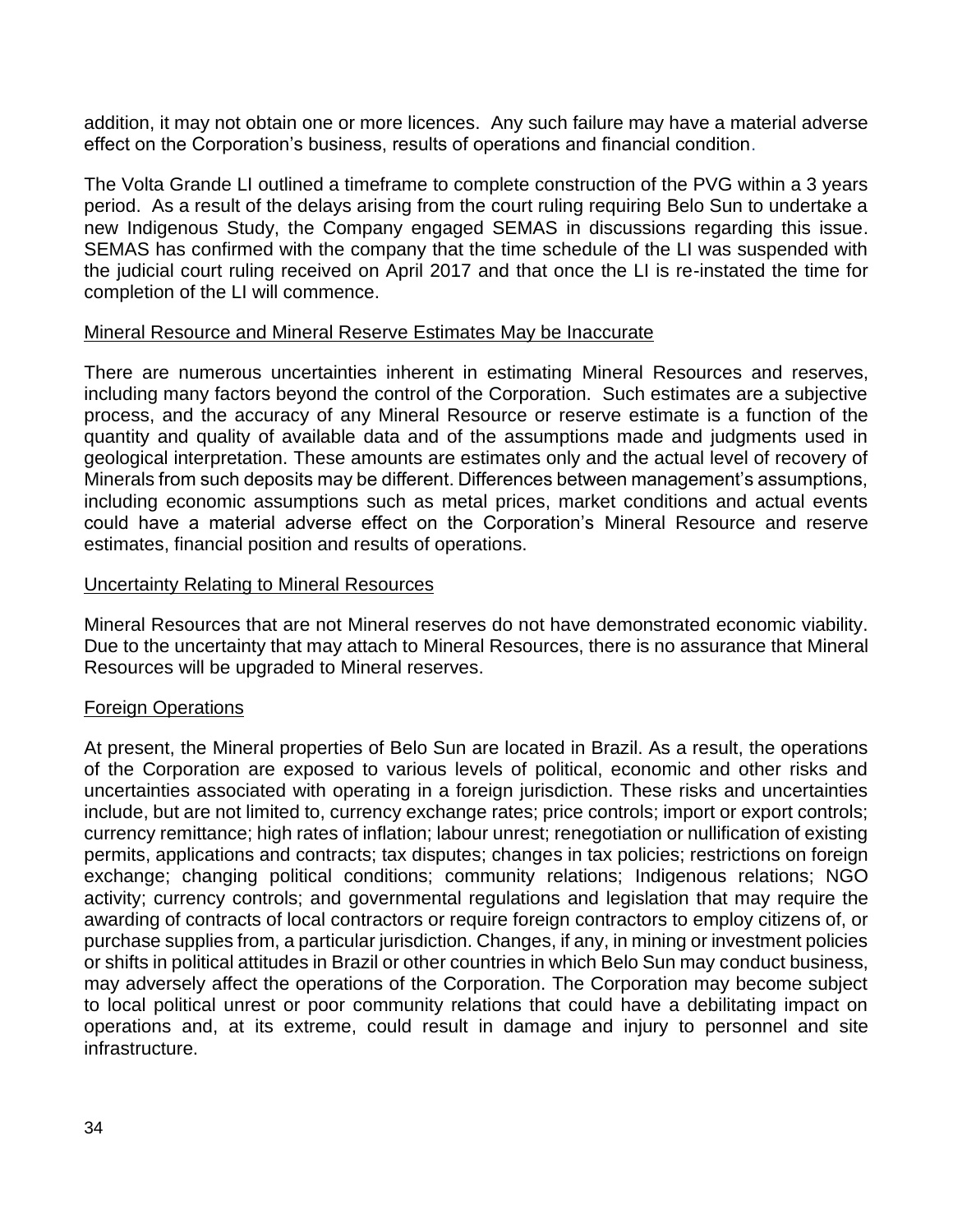addition, it may not obtain one or more licences. Any such failure may have a material adverse effect on the Corporation's business, results of operations and financial condition.

The Volta Grande LI outlined a timeframe to complete construction of the PVG within a 3 years period. As a result of the delays arising from the court ruling requiring Belo Sun to undertake a new Indigenous Study, the Company engaged SEMAS in discussions regarding this issue. SEMAS has confirmed with the company that the time schedule of the LI was suspended with the judicial court ruling received on April 2017 and that once the LI is re-instated the time for completion of the LI will commence.

## Mineral Resource and Mineral Reserve Estimates May be Inaccurate

There are numerous uncertainties inherent in estimating Mineral Resources and reserves, including many factors beyond the control of the Corporation. Such estimates are a subjective process, and the accuracy of any Mineral Resource or reserve estimate is a function of the quantity and quality of available data and of the assumptions made and judgments used in geological interpretation. These amounts are estimates only and the actual level of recovery of Minerals from such deposits may be different. Differences between management's assumptions, including economic assumptions such as metal prices, market conditions and actual events could have a material adverse effect on the Corporation's Mineral Resource and reserve estimates, financial position and results of operations.

## Uncertainty Relating to Mineral Resources

Mineral Resources that are not Mineral reserves do not have demonstrated economic viability. Due to the uncertainty that may attach to Mineral Resources, there is no assurance that Mineral Resources will be upgraded to Mineral reserves.

## Foreign Operations

At present, the Mineral properties of Belo Sun are located in Brazil. As a result, the operations of the Corporation are exposed to various levels of political, economic and other risks and uncertainties associated with operating in a foreign jurisdiction. These risks and uncertainties include, but are not limited to, currency exchange rates; price controls; import or export controls; currency remittance; high rates of inflation; labour unrest; renegotiation or nullification of existing permits, applications and contracts; tax disputes; changes in tax policies; restrictions on foreign exchange; changing political conditions; community relations; Indigenous relations; NGO activity; currency controls; and governmental regulations and legislation that may require the awarding of contracts of local contractors or require foreign contractors to employ citizens of, or purchase supplies from, a particular jurisdiction. Changes, if any, in mining or investment policies or shifts in political attitudes in Brazil or other countries in which Belo Sun may conduct business, may adversely affect the operations of the Corporation. The Corporation may become subject to local political unrest or poor community relations that could have a debilitating impact on operations and, at its extreme, could result in damage and injury to personnel and site infrastructure.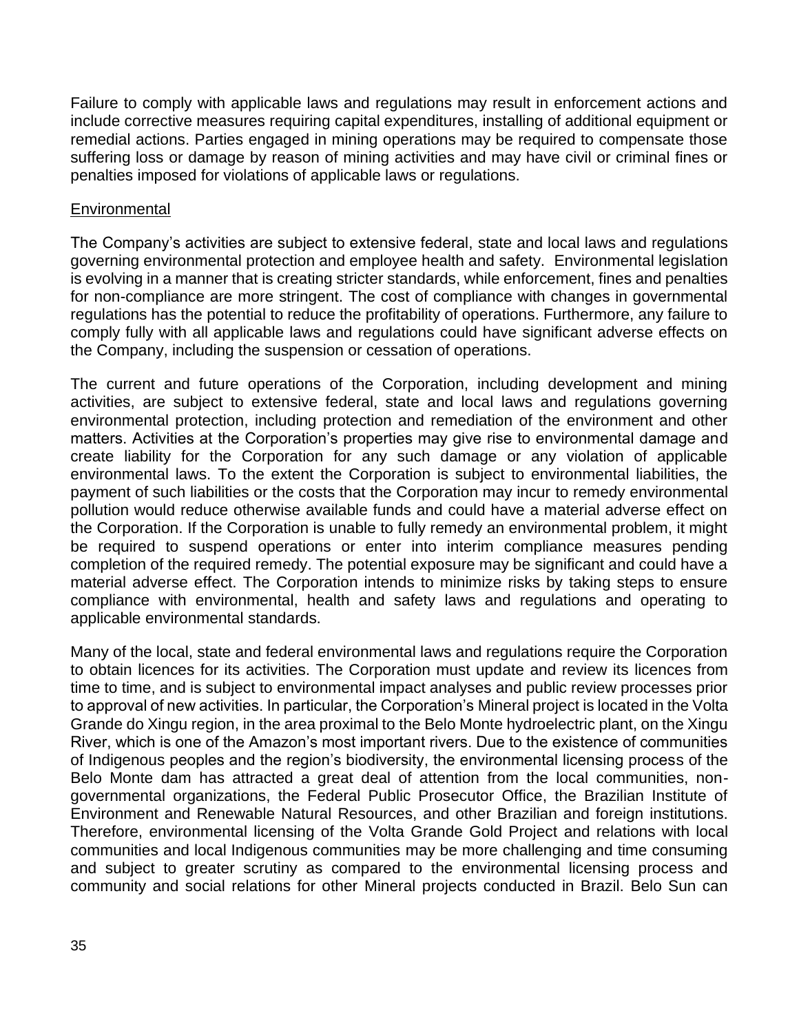Failure to comply with applicable laws and regulations may result in enforcement actions and include corrective measures requiring capital expenditures, installing of additional equipment or remedial actions. Parties engaged in mining operations may be required to compensate those suffering loss or damage by reason of mining activities and may have civil or criminal fines or penalties imposed for violations of applicable laws or regulations.

<u>Environmental</u>

The Company's activities are subject to extensive federal, state and local laws and regulations governing environmental protection and employee health and safety. Environmental legislation is evolving in a manner that is creating stricter standards, while enforcement, fines and penalties for non-compliance are more stringent. The cost of compliance with changes in governmental regulations has the potential to reduce the profitability of operations. Furthermore, any failure to comply fully with all applicable laws and regulations could have significant adverse effects on the Company, including the suspension or cessation of operations.

The current and future operations of the Corporation, including development and mining activities, are subject to extensive federal, state and local laws and regulations governing environmental protection, including protection and remediation of the environment and other matters. Activities at the Corporation's properties may give rise to environmental damage and create liability for the Corporation for any such damage or any violation of applicable environmental laws. To the extent the Corporation is subject to environmental liabilities, the payment of such liabilities or the costs that the Corporation may incur to remedy environmental pollution would reduce otherwise available funds and could have a material adverse effect on the Corporation. If the Corporation is unable to fully remedy an environmental problem, it might be required to suspend operations or enter into interim compliance measures pending completion of the required remedy. The potential exposure may be significant and could have a material adverse effect. The Corporation intends to minimize risks by taking steps to ensure compliance with environmental, health and safety laws and regulations and operating to applicable environmental standards.

Many of the local, state and federal environmental laws and regulations require the Corporation to obtain licences for its activities. The Corporation must update and review its licences from time to time, and is subject to environmental impact analyses and public review processes prior to approval of new activities. In particular, the Corporation's Mineral project is located in the Volta Grande do Xingu region, in the area proximal to the Belo Monte hydroelectric plant, on the Xingu River, which is one of the Amazon's most important rivers. Due to the existence of communities of Indigenous peoples and the region's biodiversity, the environmental licensing process of the Belo Monte dam has attracted a great deal of attention from the local communities, non-governmental organizations, the Federal Public Prosecutor Office, the Brazilian Institute of Environment and Renewable Natural Resources, and other Brazilian and foreign institutions. Therefore, environmental licensing of the Volta Grande Gold Project and relations with local communities and local Indigenous communities may be more challenging and time consuming and subject to greater scrutiny as compared to the environmental licensing process and community and social relations for other Mineral projects conducted in Brazil. Belo Sun can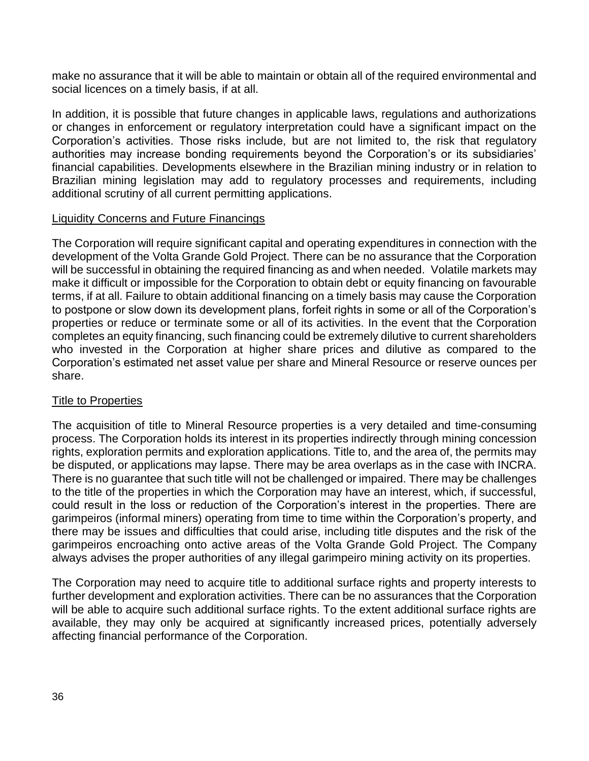make no assurance that it will be able to maintain or obtain all of the required environmental and social licences on a timely basis, if at all.

In addition, it is possible that future changes in applicable laws, regulations and authorizations or changes in enforcement or regulatory interpretation could have a significant impact on the Corporation's activities. Those risks include, but are not limited to, the risk that regulatory authorities may increase bonding requirements beyond the Corporation's or its subsidiaries' financial capabilities. Developments elsewhere in the Brazilian mining industry or in relation to Brazilian mining legislation may add to regulatory processes and requirements, including additional scrutiny of all current permitting applications.

<u>Liquidity Concerns and Future Financings</u>

The Corporation will require significant capital and operating expenditures in connection with the development of the Volta Grande Gold Project. There can be no assurance that the Corporation will be successful in obtaining the required financing as and when needed. Volatile markets may make it difficult or impossible for the Corporation to obtain debt or equity financing on favourable terms, if at all. Failure to obtain additional financing on a timely basis may cause the Corporation to postpone or slow down its development plans, forfeit rights in some or all of the Corporation's properties or reduce or terminate some or all of its activities. In the event that the Corporation completes an equity financing, such financing could be extremely dilutive to current shareholders who invested in the Corporation at higher share prices and dilutive as compared to the Corporation's estimated net asset value per share and Mineral Resource or reserve ounces per share.

<u>Title to Properties</u>

The acquisition of title to Mineral Resource properties is a very detailed and time-consuming process. The Corporation holds its interest in its properties indirectly through mining concession rights, exploration permits and exploration applications. Title to, and the area of, the permits may be disputed, or applications may lapse. There may be area overlaps as in the case with INCRA. There is no guarantee that such title will not be challenged or impaired. There may be challenges to the title of the properties in which the Corporation may have an interest, which, if successful, could result in the loss or reduction of the Corporation's interest in the properties. There are garimpeiros (informal miners) operating from time to time within the Corporation's property, and there may be issues and difficulties that could arise, including title disputes and the risk of the garimpeiros encroaching onto active areas of the Volta Grande Gold Project. The Company always advises the proper authorities of any illegal garimpeiro mining activity on its properties.

The Corporation may need to acquire title to additional surface rights and property interests to further development and exploration activities. There can be no assurances that the Corporation will be able to acquire such additional surface rights. To the extent additional surface rights are available, they may only be acquired at significantly increased prices, potentially adversely affecting financial performance of the Corporation.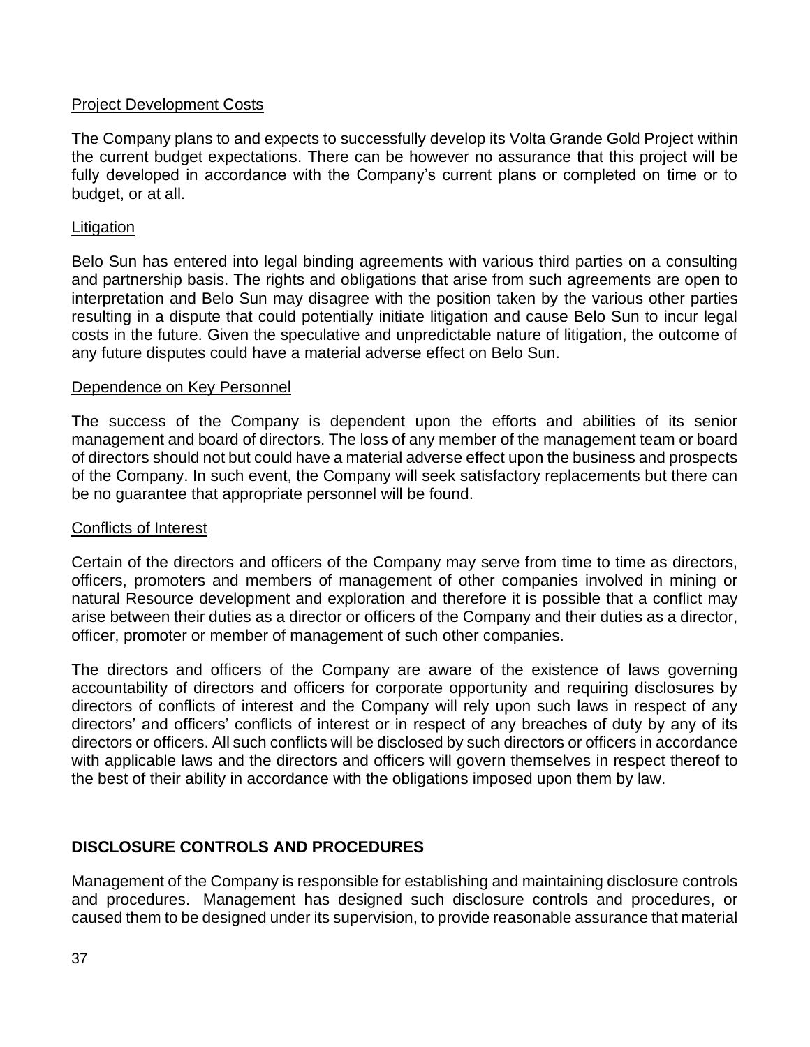<u>Project Development Costs</u>

The Company plans to and expects to successfully develop its Volta Grande Gold Project within the current budget expectations. There can be however no assurance that this project will be fully developed in accordance with the Company's current plans or completed on time or to budget, or at all.

<u>Litigation</u>

Belo Sun has entered into legal binding agreements with various third parties on a consulting and partnership basis. The rights and obligations that arise from such agreements are open to interpretation and Belo Sun may disagree with the position taken by the various other parties resulting in a dispute that could potentially initiate litigation and cause Belo Sun to incur legal costs in the future. Given the speculative and unpredictable nature of litigation, the outcome of any future disputes could have a material adverse effect on Belo Sun.

<u>Dependence on Key Personnel</u>

The success of the Company is dependent upon the efforts and abilities of its senior management and board of directors. The loss of any member of the management team or board of directors should not but could have a material adverse effect upon the business and prospects of the Company. In such event, the Company will seek satisfactory replacements but there can be no guarantee that appropriate personnel will be found.

<u>Conflicts of Interest</u>

Certain of the directors and officers of the Company may serve from time to time as directors, officers, promoters and members of management of other companies involved in mining or natural Resource development and exploration and therefore it is possible that a conflict may arise between their duties as a director or officers of the Company and their duties as a director, officer, promoter or member of management of such other companies.

The directors and officers of the Company are aware of the existence of laws governing accountability of directors and officers for corporate opportunity and requiring disclosures by directors of conflicts of interest and the Company will rely upon such laws in respect of any directors' and officers' conflicts of interest or in respect of any breaches of duty by any of its directors or officers. All such conflicts will be disclosed by such directors or officers in accordance with applicable laws and the directors and officers will govern themselves in respect thereof to the best of their ability in accordance with the obligations imposed upon them by law.

## DISCLOSURE CONTROLS AND PROCEDURES

Management of the Company is responsible for establishing and maintaining disclosure controls and procedures. Management has designed such disclosure controls and procedures, or caused them to be designed under its supervision, to provide reasonable assurance that material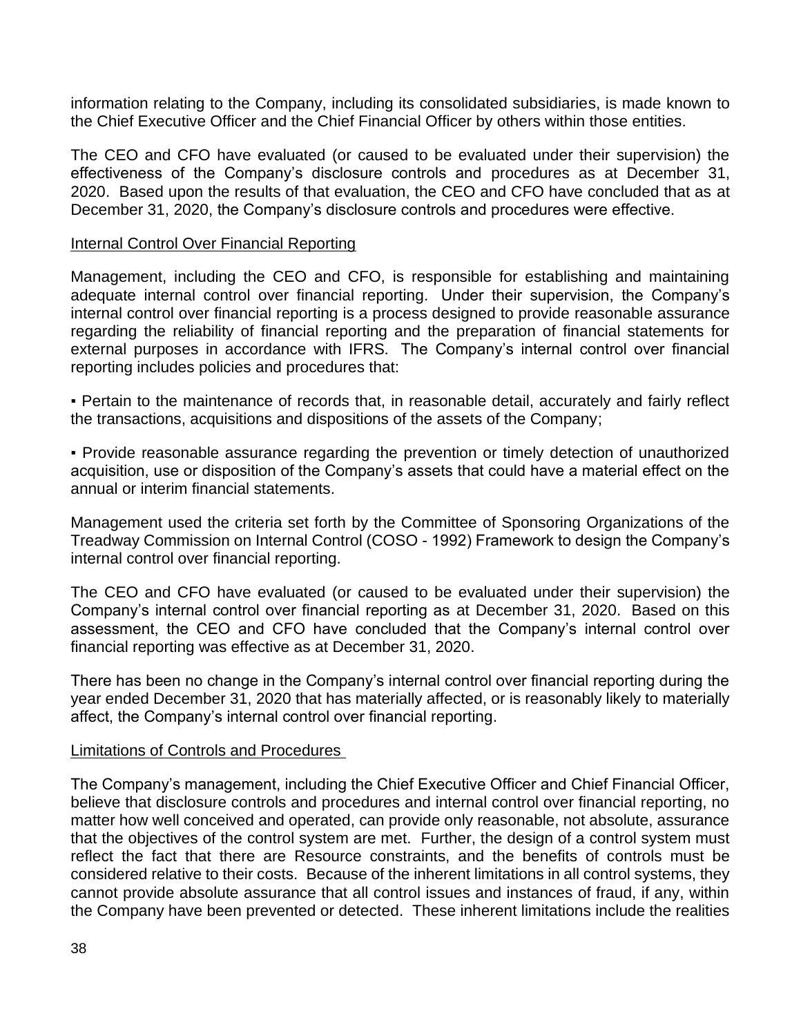information relating to the Company, including its consolidated subsidiaries, is made known to the Chief Executive Officer and the Chief Financial Officer by others within those entities.

The CEO and CFO have evaluated (or caused to be evaluated under their supervision) the effectiveness of the Company's disclosure controls and procedures as at December 31, 2020. Based upon the results of that evaluation, the CEO and CFO have concluded that as at December 31, 2020, the Company's disclosure controls and procedures were effective.

<u>Internal Control Over Financial Reporting</u>

Management, including the CEO and CFO, is responsible for establishing and maintaining adequate internal control over financial reporting. Under their supervision, the Company's internal control over financial reporting is a process designed to provide reasonable assurance regarding the reliability of financial reporting and the preparation of financial statements for external purposes in accordance with IFRS. The Company's internal control over financial reporting includes policies and procedures that:

- Pertain to the maintenance of records that, in reasonable detail, accurately and fairly reflect the transactions, acquisitions and dispositions of the assets of the Company;

- Provide reasonable assurance regarding the prevention or timely detection of unauthorized acquisition, use or disposition of the Company's assets that could have a material effect on the annual or interim financial statements.

Management used the criteria set forth by the Committee of Sponsoring Organizations of the Treadway Commission on Internal Control (COSO - 1992) Framework to design the Company's internal control over financial reporting.

The CEO and CFO have evaluated (or caused to be evaluated under their supervision) the Company's internal control over financial reporting as at December 31, 2020. Based on this assessment, the CEO and CFO have concluded that the Company's internal control over financial reporting was effective as at December 31, 2020.

There has been no change in the Company's internal control over financial reporting during the year ended December 31, 2020 that has materially affected, or is reasonably likely to materially affect, the Company's internal control over financial reporting.

<u>Limitations of Controls and Procedures</u>

The Company's management, including the Chief Executive Officer and Chief Financial Officer, believe that disclosure controls and procedures and internal control over financial reporting, no matter how well conceived and operated, can provide only reasonable, not absolute, assurance that the objectives of the control system are met. Further, the design of a control system must reflect the fact that there are Resource constraints, and the benefits of controls must be considered relative to their costs. Because of the inherent limitations in all control systems, they cannot provide absolute assurance that all control issues and instances of fraud, if any, within the Company have been prevented or detected. These inherent limitations include the realities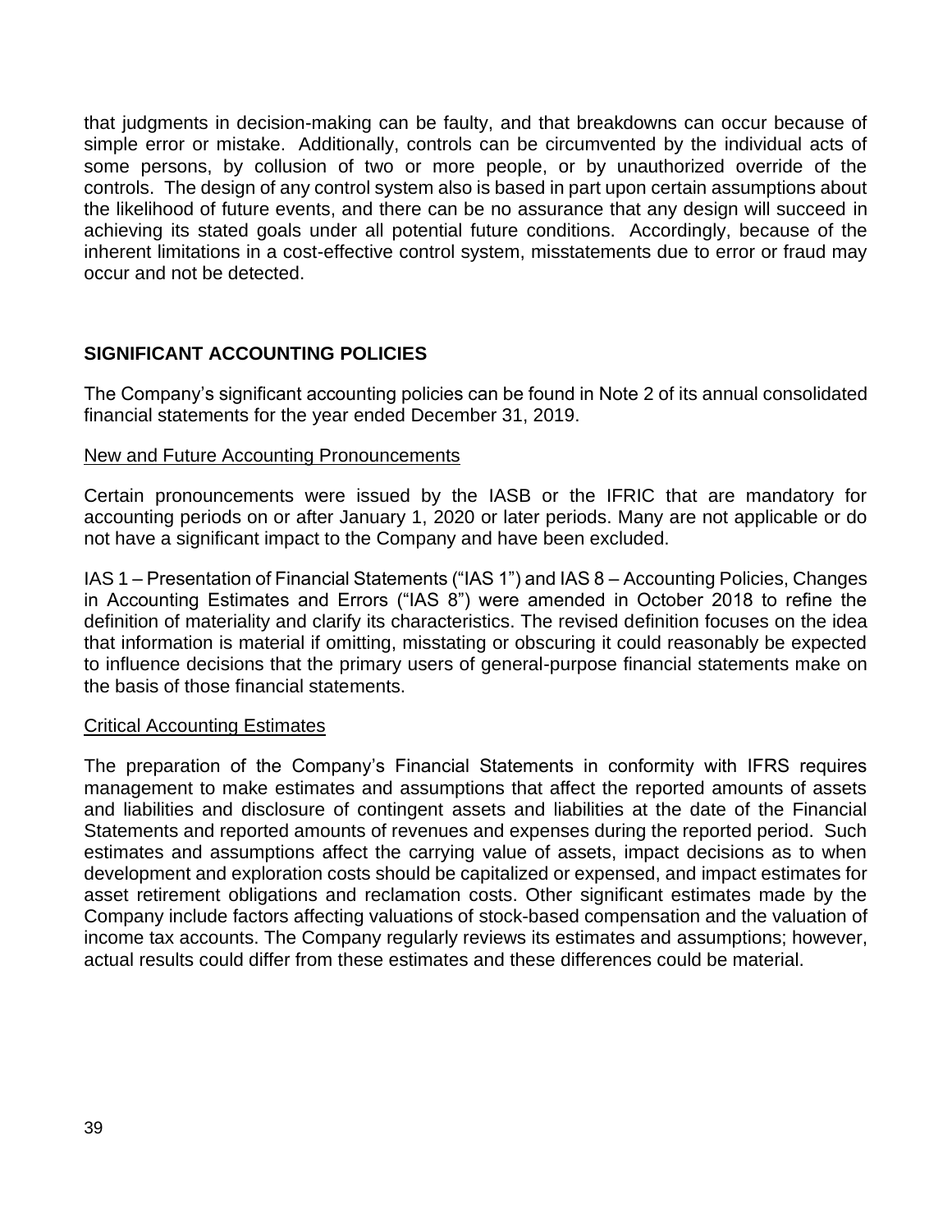that judgments in decision-making can be faulty, and that breakdowns can occur because of simple error or mistake. Additionally, controls can be circumvented by the individual acts of some persons, by collusion of two or more people, or by unauthorized override of the controls. The design of any control system also is based in part upon certain assumptions about the likelihood of future events, and there can be no assurance that any design will succeed in achieving its stated goals under all potential future conditions. Accordingly, because of the inherent limitations in a cost-effective control system, misstatements due to error or fraud may occur and not be detected.

## SIGNIFICANT ACCOUNTING POLICIES

The Company's significant accounting policies can be found in Note 2 of its annual consolidated financial statements for the year ended December 31, 2019.

### New and Future Accounting Pronouncements

Certain pronouncements were issued by the IASB or the IFRIC that are mandatory for accounting periods on or after January 1, 2020 or later periods. Many are not applicable or do not have a significant impact to the Company and have been excluded.

IAS 1 – Presentation of Financial Statements ("IAS 1") and IAS 8 – Accounting Policies, Changes in Accounting Estimates and Errors ("IAS 8") were amended in October 2018 to refine the definition of materiality and clarify its characteristics. The revised definition focuses on the idea that information is material if omitting, misstating or obscuring it could reasonably be expected to influence decisions that the primary users of general-purpose financial statements make on the basis of those financial statements.

### Critical Accounting Estimates

The preparation of the Company's Financial Statements in conformity with IFRS requires management to make estimates and assumptions that affect the reported amounts of assets and liabilities and disclosure of contingent assets and liabilities at the date of the Financial Statements and reported amounts of revenues and expenses during the reported period. Such estimates and assumptions affect the carrying value of assets, impact decisions as to when development and exploration costs should be capitalized or expensed, and impact estimates for asset retirement obligations and reclamation costs. Other significant estimates made by the Company include factors affecting valuations of stock-based compensation and the valuation of income tax accounts. The Company regularly reviews its estimates and assumptions; however, actual results could differ from these estimates and these differences could be material.